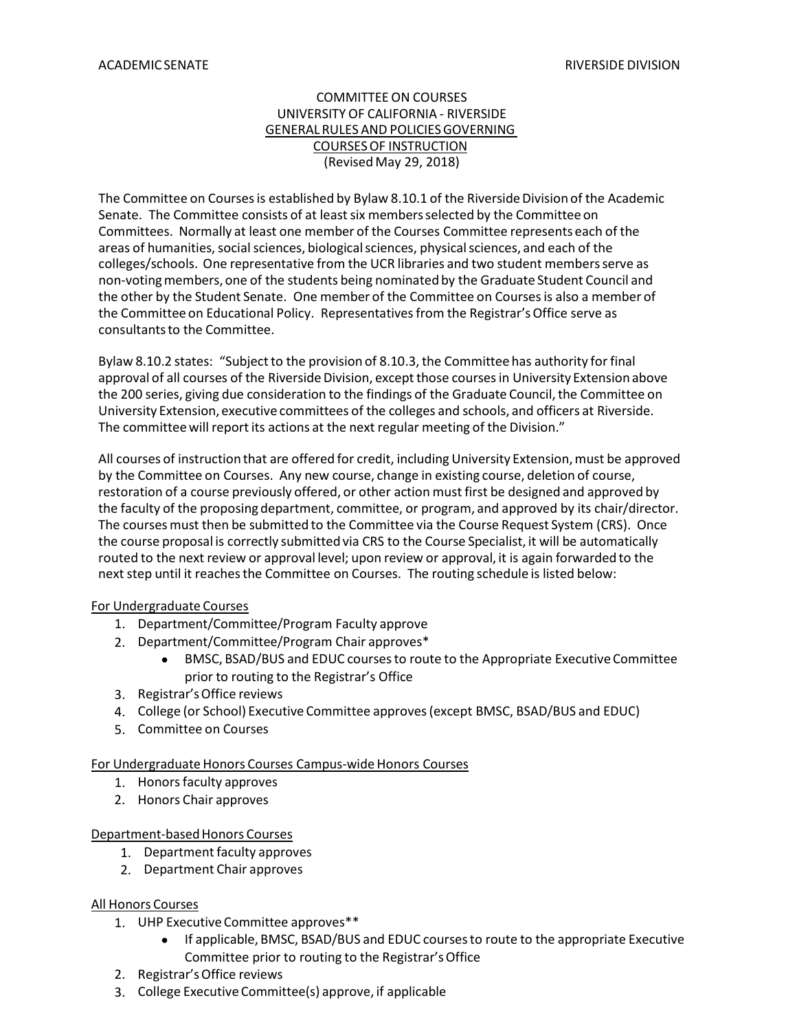ACADEMIC SENATE RIVERSIDE DIVISION

# COMMITTEE ON COURSES
## UNIVERSITY OF CALIFORNIA - RIVERSIDE
## GENERAL RULES AND POLICIES GOVERNING COURSES OF INSTRUCTION
(Revised May 29, 2018)

The Committee on Courses is established by Bylaw 8.10.1 of the Riverside Division of the Academic Senate. The Committee consists of at least six members selected by the Committee on Committees. Normally at least one member of the Courses Committee represents each of the areas of humanities, social sciences, biological sciences, physical sciences, and each of the colleges/schools. One representative from the UCR libraries and two student members serve as non-voting members, one of the students being nominated by the Graduate Student Council and the other by the Student Senate. One member of the Committee on Courses is also a member of the Committee on Educational Policy. Representatives from the Registrar's Office serve as consultants to the Committee.

Bylaw 8.10.2 states: "Subject to the provision of 8.10.3, the Committee has authority for final approval of all courses of the Riverside Division, except those courses in University Extension above the 200 series, giving due consideration to the findings of the Graduate Council, the Committee on University Extension, executive committees of the colleges and schools, and officers at Riverside. The committee will report its actions at the next regular meeting of the Division."

All courses of instruction that are offered for credit, including University Extension, must be approved by the Committee on Courses. Any new course, change in existing course, deletion of course, restoration of a course previously offered, or other action must first be designed and approved by the faculty of the proposing department, committee, or program, and approved by its chair/director. The courses must then be submitted to the Committee via the Course Request System (CRS). Once the course proposal is correctly submitted via CRS to the Course Specialist, it will be automatically routed to the next review or approval level; upon review or approval, it is again forwarded to the next step until it reaches the Committee on Courses. The routing schedule is listed below:

For Undergraduate Courses

1. Department/Committee/Program Faculty approve
2. Department/Committee/Program Chair approves*
   - BMSC, BSAD/BUS and EDUC courses to route to the Appropriate Executive Committee prior to routing to the Registrar's Office
3. Registrar's Office reviews
4. College (or School) Executive Committee approves (except BMSC, BSAD/BUS and EDUC)
5. Committee on Courses

For Undergraduate Honors Courses Campus-wide Honors Courses

1. Honors faculty approves
2. Honors Chair approves

Department-based Honors Courses

1. Department faculty approves
2. Department Chair approves

All Honors Courses

1. UHP Executive Committee approves**
   - If applicable, BMSC, BSAD/BUS and EDUC courses to route to the appropriate Executive Committee prior to routing to the Registrar's Office
2. Registrar's Office reviews
3. College Executive Committee(s) approve, if applicable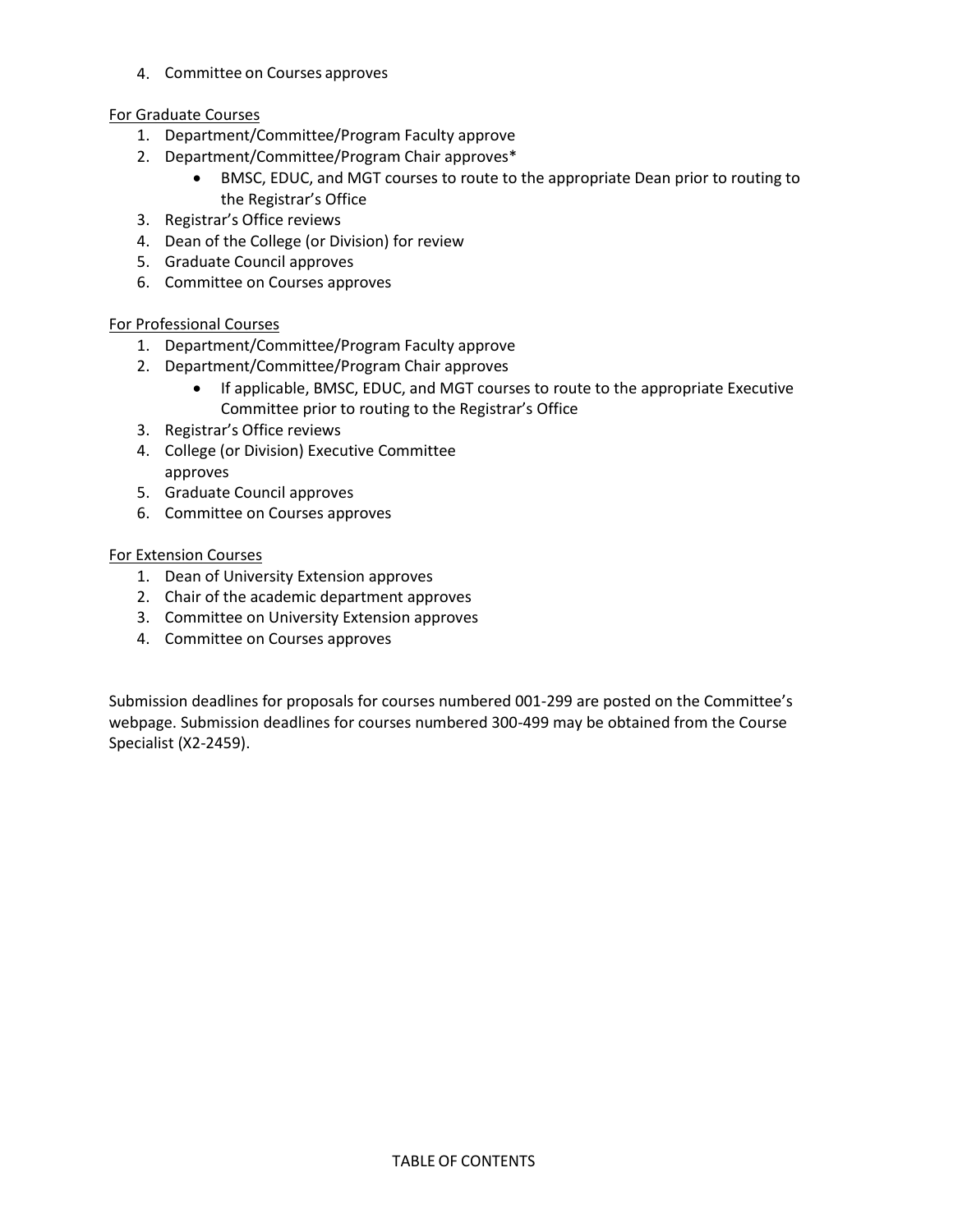4. Committee on Courses approves

For Graduate Courses

1. Department/Committee/Program Faculty approve
2. Department/Committee/Program Chair approves*
    - BMSC, EDUC, and MGT courses to route to the appropriate Dean prior to routing to the Registrar's Office
3. Registrar's Office reviews
4. Dean of the College (or Division) for review
5. Graduate Council approves
6. Committee on Courses approves

For Professional Courses

1. Department/Committee/Program Faculty approve
2. Department/Committee/Program Chair approves
    - If applicable, BMSC, EDUC, and MGT courses to route to the appropriate Executive Committee prior to routing to the Registrar's Office
3. Registrar's Office reviews
4. College (or Division) Executive Committee approves
5. Graduate Council approves
6. Committee on Courses approves

For Extension Courses

1. Dean of University Extension approves
2. Chair of the academic department approves
3. Committee on University Extension approves
4. Committee on Courses approves

Submission deadlines for proposals for courses numbered 001-299 are posted on the Committee's webpage. Submission deadlines for courses numbered 300-499 may be obtained from the Course Specialist (X2-2459).

TABLE OF CONTENTS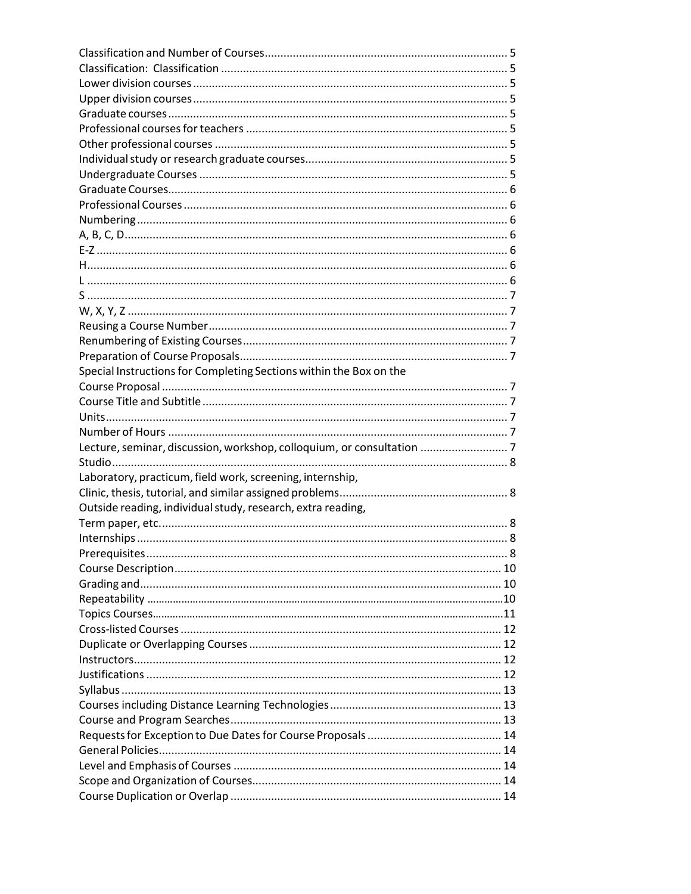Classification and Number of Courses ........................................................................... 5
Classification: Classification ........................................................................................ 5
Lower division courses ................................................................................................. 5
Upper division courses ................................................................................................. 5
Graduate courses ......................................................................................................... 5
Professional courses for teachers ................................................................................. 5
Other professional courses ........................................................................................... 5
Individual study or research graduate courses .............................................................. 5
Undergraduate Courses ............................................................................................... 5
Graduate Courses ......................................................................................................... 6
Professional Courses ..................................................................................................... 6
Numbering .................................................................................................................... 6
A, B, C, D ...................................................................................................................... 6
E-Z ................................................................................................................................ 6
H ................................................................................................................................... 6
L .................................................................................................................................... 6
S .................................................................................................................................... 7
W, X, Y, Z ...................................................................................................................... 7
Reusing a Course Number ............................................................................................. 7
Renumbering of Existing Courses .................................................................................. 7
Preparation of Course Proposals ................................................................................... 7
Special Instructions for Completing Sections within the Box on the Course Proposal ........................................................................................................... 7
Course Title and Subtitle ............................................................................................... 7
Units .............................................................................................................................. 7
Number of Hours .......................................................................................................... 7
Lecture, seminar, discussion, workshop, colloquium, or consultation .......................... 7
Studio ............................................................................................................................ 8
Laboratory, practicum, field work, screening, internship, Clinic, thesis, tutorial, and similar assigned problems .................................................... 8
Outside reading, individual study, research, extra reading, Term paper, etc. .............................................................................................................. 8
Internships .................................................................................................................... 8
Prerequisites ................................................................................................................. 8
Course Description ...................................................................................................... 10
Grading and ................................................................................................................ 10
Repeatability ............................................................................................................... 10
Topics Courses ............................................................................................................. 11
Cross-listed Courses .................................................................................................... 12
Duplicate or Overlapping Courses ............................................................................... 12
Instructors ................................................................................................................... 12
Justifications ............................................................................................................... 12
Syllabus ....................................................................................................................... 13
Courses including Distance Learning Technologies ..................................................... 13
Course and Program Searches ..................................................................................... 13
Requests for Exception to Due Dates for Course Proposals ......................................... 14
General Policies ........................................................................................................... 14
Level and Emphasis of Courses .................................................................................... 14
Scope and Organization of Courses ............................................................................. 14
Course Duplication or Overlap .................................................................................... 14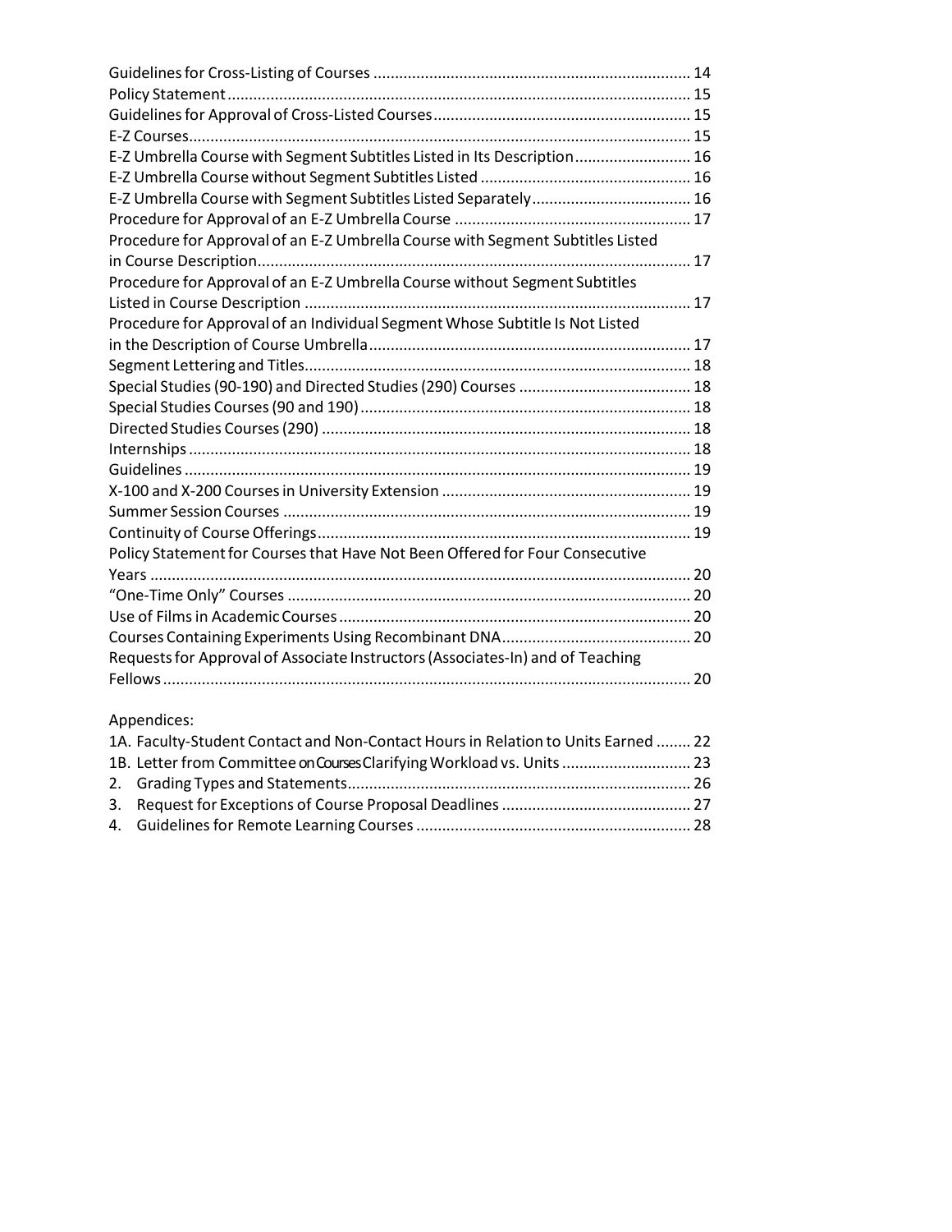Guidelines for Cross-Listing of Courses ........................................................................ 14
Policy Statement ........................................................................................................... 15
Guidelines for Approval of Cross-Listed Courses ........................................................... 15
E-Z Courses .................................................................................................................... 15
E-Z Umbrella Course with Segment Subtitles Listed in Its Description ........................... 16
E-Z Umbrella Course without Segment Subtitles Listed ................................................. 16
E-Z Umbrella Course with Segment Subtitles Listed Separately ..................................... 16
Procedure for Approval of an E-Z Umbrella Course ....................................................... 17
Procedure for Approval of an E-Z Umbrella Course with Segment Subtitles Listed in Course Description .................................................................................................... 17
Procedure for Approval of an E-Z Umbrella Course without Segment Subtitles Listed in Course Description ......................................................................................... 17
Procedure for Approval of an Individual Segment Whose Subtitle Is Not Listed in the Description of Course Umbrella ........................................................................... 17
Segment Lettering and Titles ......................................................................................... 18
Special Studies (90-190) and Directed Studies (290) Courses ........................................ 18
Special Studies Courses (90 and 190) ............................................................................ 18
Directed Studies Courses (290) ..................................................................................... 18
Internships ..................................................................................................................... 18
Guidelines ...................................................................................................................... 19
X-100 and X-200 Courses in University Extension .......................................................... 19
Summer Session Courses .............................................................................................. 19
Continuity of Course Offerings ...................................................................................... 19
Policy Statement for Courses that Have Not Been Offered for Four Consecutive Years ............................................................................................................................ 20
"One-Time Only" Courses ............................................................................................. 20
Use of Films in Academic Courses ................................................................................. 20
Courses Containing Experiments Using Recombinant DNA ............................................ 20
Requests for Approval of Associate Instructors (Associates-In) and of Teaching Fellows .......................................................................................................................... 20

Appendices:

1A. Faculty-Student Contact and Non-Contact Hours in Relation to Units Earned ........ 22
1B. Letter from Committee on Courses Clarifying Workload vs. Units ............................ 23
2. Grading Types and Statements ............................................................................... 26
3. Request for Exceptions of Course Proposal Deadlines ............................................ 27
4. Guidelines for Remote Learning Courses ............................................................... 28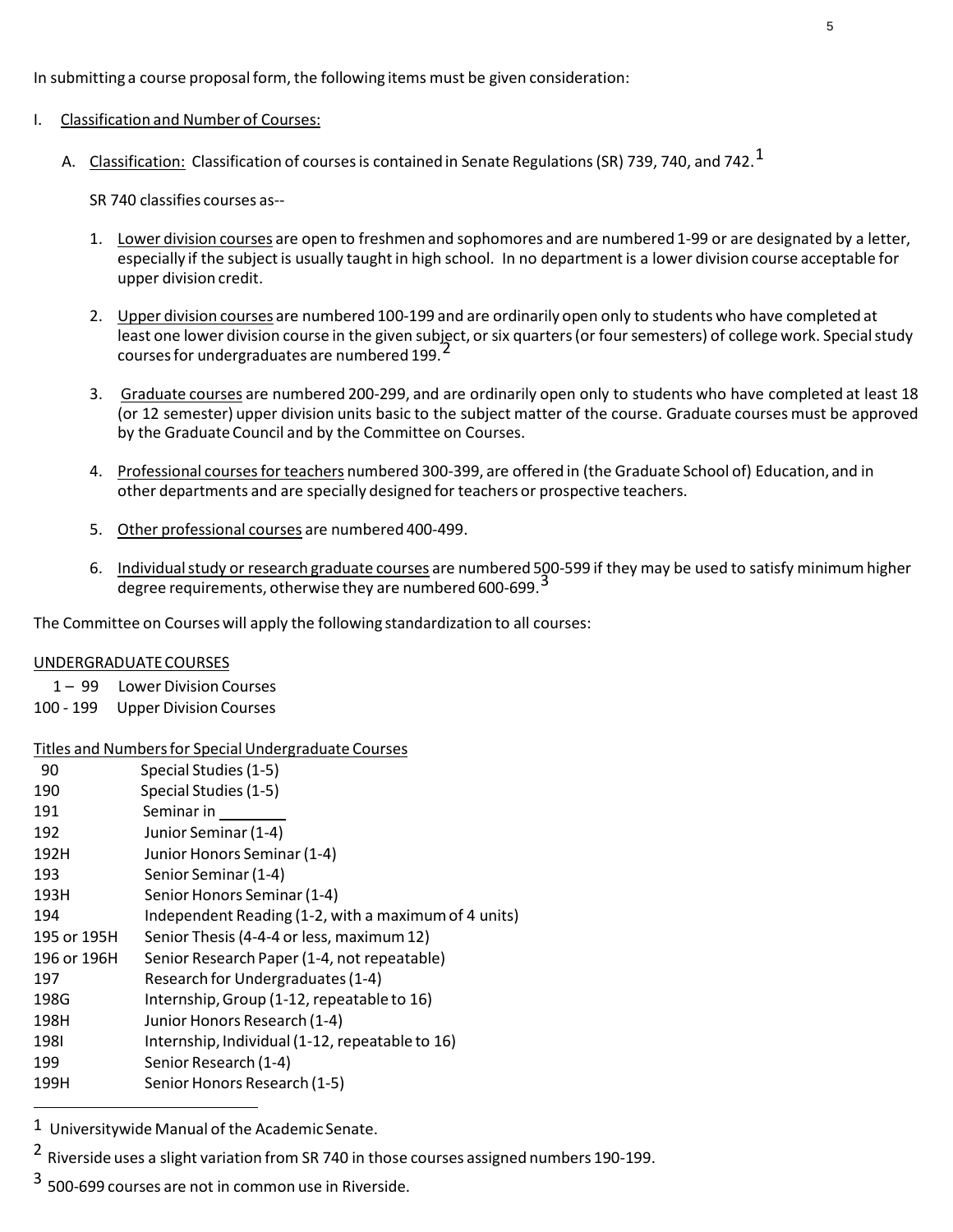In submitting a course proposal form, the following items must be given consideration:

I. Classification and Number of Courses:

A. Classification: Classification of courses is contained in Senate Regulations (SR) 739, 740, and 742.[1]

SR 740 classifies courses as--

1. Lower division courses are open to freshmen and sophomores and are numbered 1-99 or are designated by a letter, especially if the subject is usually taught in high school. In no department is a lower division course acceptable for upper division credit.

2. Upper division courses are numbered 100-199 and are ordinarily open only to students who have completed at least one lower division course in the given subject, or six quarters (or four semesters) of college work. Special study courses for undergraduates are numbered 199.[2]

3. Graduate courses are numbered 200-299, and are ordinarily open only to students who have completed at least 18 (or 12 semester) upper division units basic to the subject matter of the course. Graduate courses must be approved by the Graduate Council and by the Committee on Courses.

4. Professional courses for teachers numbered 300-399, are offered in (the Graduate School of) Education, and in other departments and are specially designed for teachers or prospective teachers.

5. Other professional courses are numbered 400-499.

6. Individual study or research graduate courses are numbered 500-599 if they may be used to satisfy minimum higher degree requirements, otherwise they are numbered 600-699.[3]

The Committee on Courses will apply the following standardization to all courses:

UNDERGRADUATE COURSES

| | |
|---|---|
| 1 – 99 | Lower Division Courses |
| 100 - 199 | Upper Division Courses |

Titles and Numbers for Special Undergraduate Courses

| | |
|---|---|
| 90 | Special Studies (1-5) |
| 190 | Special Studies (1-5) |
| 191 | Seminar in ________ |
| 192 | Junior Seminar (1-4) |
| 192H | Junior Honors Seminar (1-4) |
| 193 | Senior Seminar (1-4) |
| 193H | Senior Honors Seminar (1-4) |
| 194 | Independent Reading (1-2, with a maximum of 4 units) |
| 195 or 195H | Senior Thesis (4-4-4 or less, maximum 12) |
| 196 or 196H | Senior Research Paper (1-4, not repeatable) |
| 197 | Research for Undergraduates (1-4) |
| 198G | Internship, Group (1-12, repeatable to 16) |
| 198H | Junior Honors Research (1-4) |
| 198I | Internship, Individual (1-12, repeatable to 16) |
| 199 | Senior Research (1-4) |
| 199H | Senior Honors Research (1-5) |

[1] Universitywide Manual of the Academic Senate.

[2] Riverside uses a slight variation from SR 740 in those courses assigned numbers 190-199.

[3] 500-699 courses are not in common use in Riverside.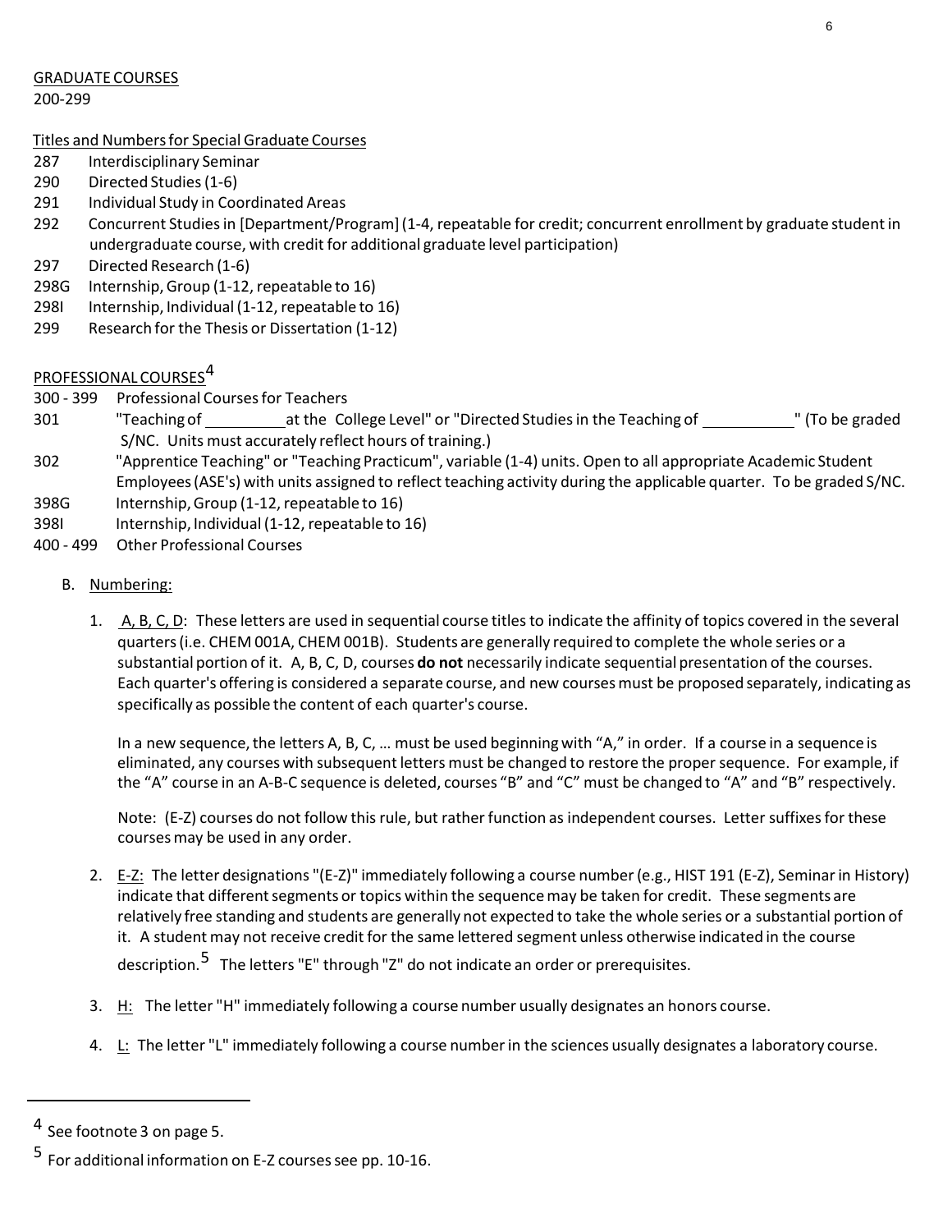GRADUATE COURSES
200-299

Titles and Numbers for Special Graduate Courses

- 287 Interdisciplinary Seminar
- 290 Directed Studies (1-6)
- 291 Individual Study in Coordinated Areas
- 292 Concurrent Studies in [Department/Program] (1-4, repeatable for credit; concurrent enrollment by graduate student in undergraduate course, with credit for additional graduate level participation)
- 297 Directed Research (1-6)
- 298G Internship, Group (1-12, repeatable to 16)
- 298I Internship, Individual (1-12, repeatable to 16)
- 299 Research for the Thesis or Dissertation (1-12)

PROFESSIONAL COURSES[4]

- 300 - 399 Professional Courses for Teachers
- 301 "Teaching of ________ at the College Level" or "Directed Studies in the Teaching of ________" (To be graded S/NC. Units must accurately reflect hours of training.)
- 302 "Apprentice Teaching" or "Teaching Practicum", variable (1-4) units. Open to all appropriate Academic Student Employees (ASE's) with units assigned to reflect teaching activity during the applicable quarter. To be graded S/NC.
- 398G Internship, Group (1-12, repeatable to 16)
- 398I Internship, Individual (1-12, repeatable to 16)
- 400 - 499 Other Professional Courses

B. Numbering:

1. A, B, C, D: These letters are used in sequential course titles to indicate the affinity of topics covered in the several quarters (i.e. CHEM 001A, CHEM 001B). Students are generally required to complete the whole series or a substantial portion of it. A, B, C, D, courses **do not** necessarily indicate sequential presentation of the courses. Each quarter's offering is considered a separate course, and new courses must be proposed separately, indicating as specifically as possible the content of each quarter's course.

   In a new sequence, the letters A, B, C, … must be used beginning with "A," in order. If a course in a sequence is eliminated, any courses with subsequent letters must be changed to restore the proper sequence. For example, if the "A" course in an A-B-C sequence is deleted, courses "B" and "C" must be changed to "A" and "B" respectively.

   Note: (E-Z) courses do not follow this rule, but rather function as independent courses. Letter suffixes for these courses may be used in any order.

2. E-Z: The letter designations "(E-Z)" immediately following a course number (e.g., HIST 191 (E-Z), Seminar in History) indicate that different segments or topics within the sequence may be taken for credit. These segments are relatively free standing and students are generally not expected to take the whole series or a substantial portion of it. A student may not receive credit for the same lettered segment unless otherwise indicated in the course description.[5] The letters "E" through "Z" do not indicate an order or prerequisites.

3. H: The letter "H" immediately following a course number usually designates an honors course.

4. L: The letter "L" immediately following a course number in the sciences usually designates a laboratory course.

---

[4] See footnote 3 on page 5.

[5] For additional information on E-Z courses see pp. 10-16.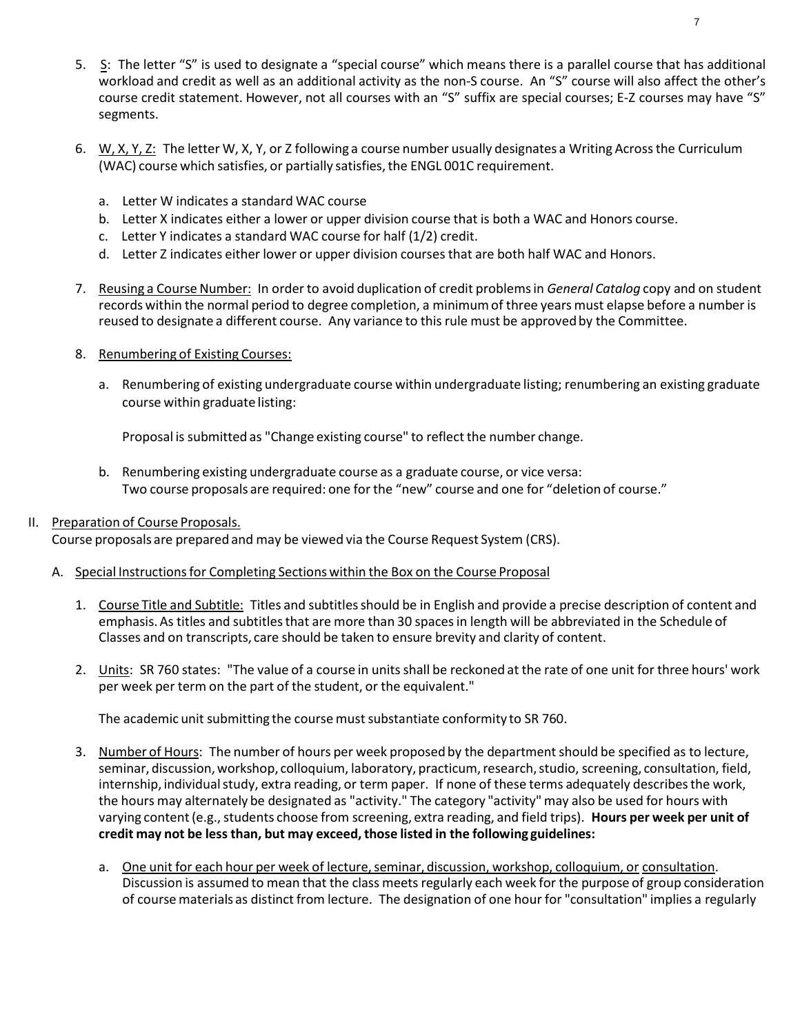5. S: The letter "S" is used to designate a "special course" which means there is a parallel course that has additional workload and credit as well as an additional activity as the non-S course. An "S" course will also affect the other's course credit statement. However, not all courses with an "S" suffix are special courses; E-Z courses may have "S" segments.

6. W, X, Y, Z: The letter W, X, Y, or Z following a course number usually designates a Writing Across the Curriculum (WAC) course which satisfies, or partially satisfies, the ENGL 001C requirement.

   a. Letter W indicates a standard WAC course
   b. Letter X indicates either a lower or upper division course that is both a WAC and Honors course.
   c. Letter Y indicates a standard WAC course for half (1/2) credit.
   d. Letter Z indicates either lower or upper division courses that are both half WAC and Honors.

7. Reusing a Course Number: In order to avoid duplication of credit problems in *General Catalog* copy and on student records within the normal period to degree completion, a minimum of three years must elapse before a number is reused to designate a different course. Any variance to this rule must be approved by the Committee.

8. Renumbering of Existing Courses:

   a. Renumbering of existing undergraduate course within undergraduate listing; renumbering an existing graduate course within graduate listing:

      Proposal is submitted as "Change existing course" to reflect the number change.

   b. Renumbering existing undergraduate course as a graduate course, or vice versa: Two course proposals are required: one for the "new" course and one for "deletion of course."

## II. Preparation of Course Proposals.

Course proposals are prepared and may be viewed via the Course Request System (CRS).

### A. Special Instructions for Completing Sections within the Box on the Course Proposal

1. Course Title and Subtitle: Titles and subtitles should be in English and provide a precise description of content and emphasis. As titles and subtitles that are more than 30 spaces in length will be abbreviated in the Schedule of Classes and on transcripts, care should be taken to ensure brevity and clarity of content.

2. Units: SR 760 states: "The value of a course in units shall be reckoned at the rate of one unit for three hours' work per week per term on the part of the student, or the equivalent."

   The academic unit submitting the course must substantiate conformity to SR 760.

3. Number of Hours: The number of hours per week proposed by the department should be specified as to lecture, seminar, discussion, workshop, colloquium, laboratory, practicum, research, studio, screening, consultation, field, internship, individual study, extra reading, or term paper. If none of these terms adequately describes the work, the hours may alternately be designated as "activity." The category "activity" may also be used for hours with varying content (e.g., students choose from screening, extra reading, and field trips). **Hours per week per unit of credit may not be less than, but may exceed, those listed in the following guidelines:**

   a. One unit for each hour per week of lecture, seminar, discussion, workshop, colloquium, or consultation. Discussion is assumed to mean that the class meets regularly each week for the purpose of group consideration of course materials as distinct from lecture. The designation of one hour for "consultation" implies a regularly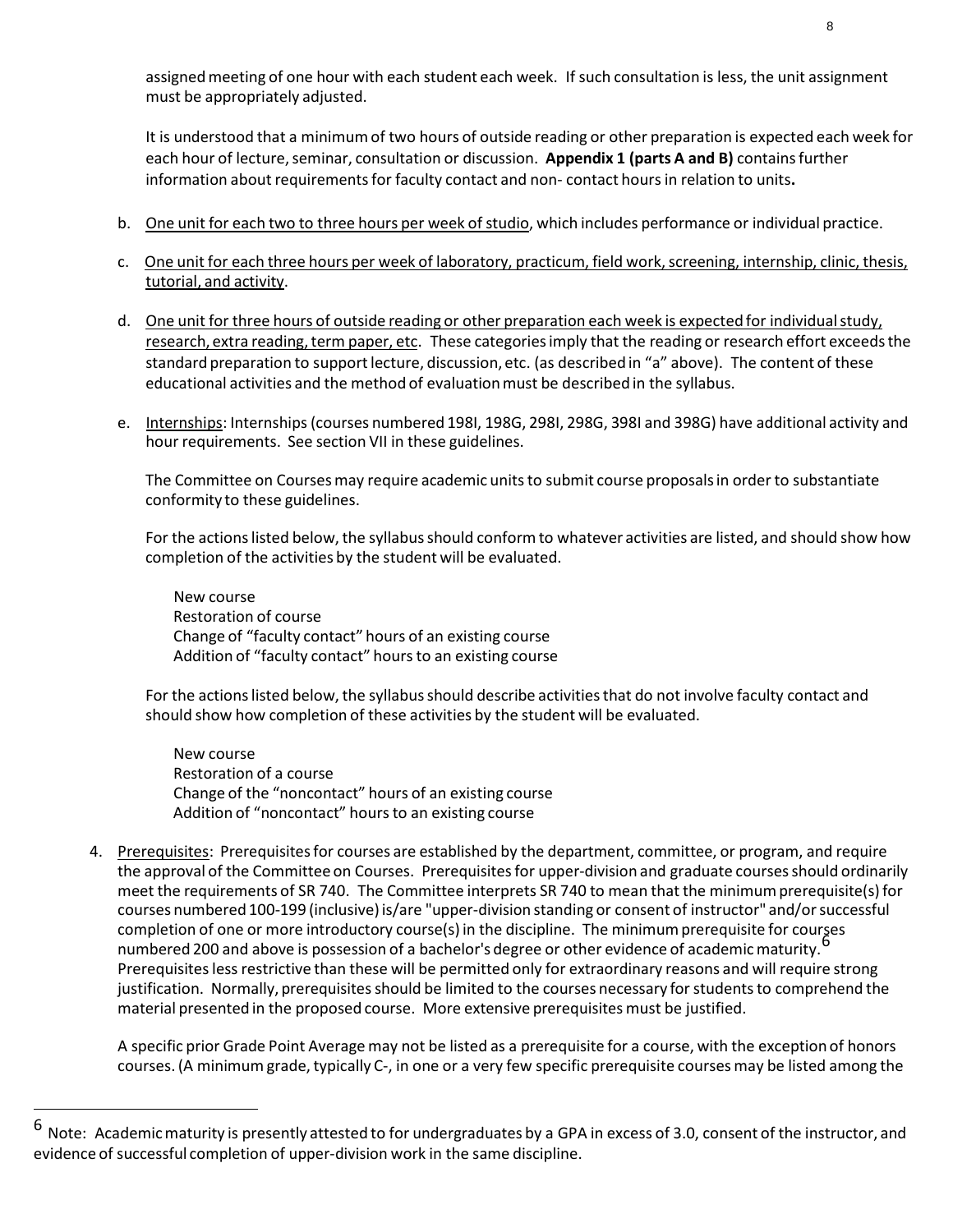assigned meeting of one hour with each student each week. If such consultation is less, the unit assignment must be appropriately adjusted.

It is understood that a minimum of two hours of outside reading or other preparation is expected each week for each hour of lecture, seminar, consultation or discussion. **Appendix 1 (parts A and B)** contains further information about requirements for faculty contact and non- contact hours in relation to units**.**

b. One unit for each two to three hours per week of studio, which includes performance or individual practice.

c. One unit for each three hours per week of laboratory, practicum, field work, screening, internship, clinic, thesis, tutorial, and activity.

d. One unit for three hours of outside reading or other preparation each week is expected for individual study, research, extra reading, term paper, etc. These categories imply that the reading or research effort exceeds the standard preparation to support lecture, discussion, etc. (as described in "a" above). The content of these educational activities and the method of evaluation must be described in the syllabus.

e. Internships: Internships (courses numbered 198I, 198G, 298I, 298G, 398I and 398G) have additional activity and hour requirements. See section VII in these guidelines.

The Committee on Courses may require academic units to submit course proposals in order to substantiate conformity to these guidelines.

For the actions listed below, the syllabus should conform to whatever activities are listed, and should show how completion of the activities by the student will be evaluated.

New course
Restoration of course
Change of "faculty contact" hours of an existing course
Addition of "faculty contact" hours to an existing course

For the actions listed below, the syllabus should describe activities that do not involve faculty contact and should show how completion of these activities by the student will be evaluated.

New course
Restoration of a course
Change of the "noncontact" hours of an existing course
Addition of "noncontact" hours to an existing course

4. Prerequisites: Prerequisites for courses are established by the department, committee, or program, and require the approval of the Committee on Courses. Prerequisites for upper-division and graduate courses should ordinarily meet the requirements of SR 740. The Committee interprets SR 740 to mean that the minimum prerequisite(s) for courses numbered 100-199 (inclusive) is/are "upper-division standing or consent of instructor" and/or successful completion of one or more introductory course(s) in the discipline. The minimum prerequisite for courses numbered 200 and above is possession of a bachelor's degree or other evidence of academic maturity.[6] Prerequisites less restrictive than these will be permitted only for extraordinary reasons and will require strong justification. Normally, prerequisites should be limited to the courses necessary for students to comprehend the material presented in the proposed course. More extensive prerequisites must be justified.

A specific prior Grade Point Average may not be listed as a prerequisite for a course, with the exception of honors courses. (A minimum grade, typically C-, in one or a very few specific prerequisite courses may be listed among the

---

[6] Note: Academic maturity is presently attested to for undergraduates by a GPA in excess of 3.0, consent of the instructor, and evidence of successful completion of upper-division work in the same discipline.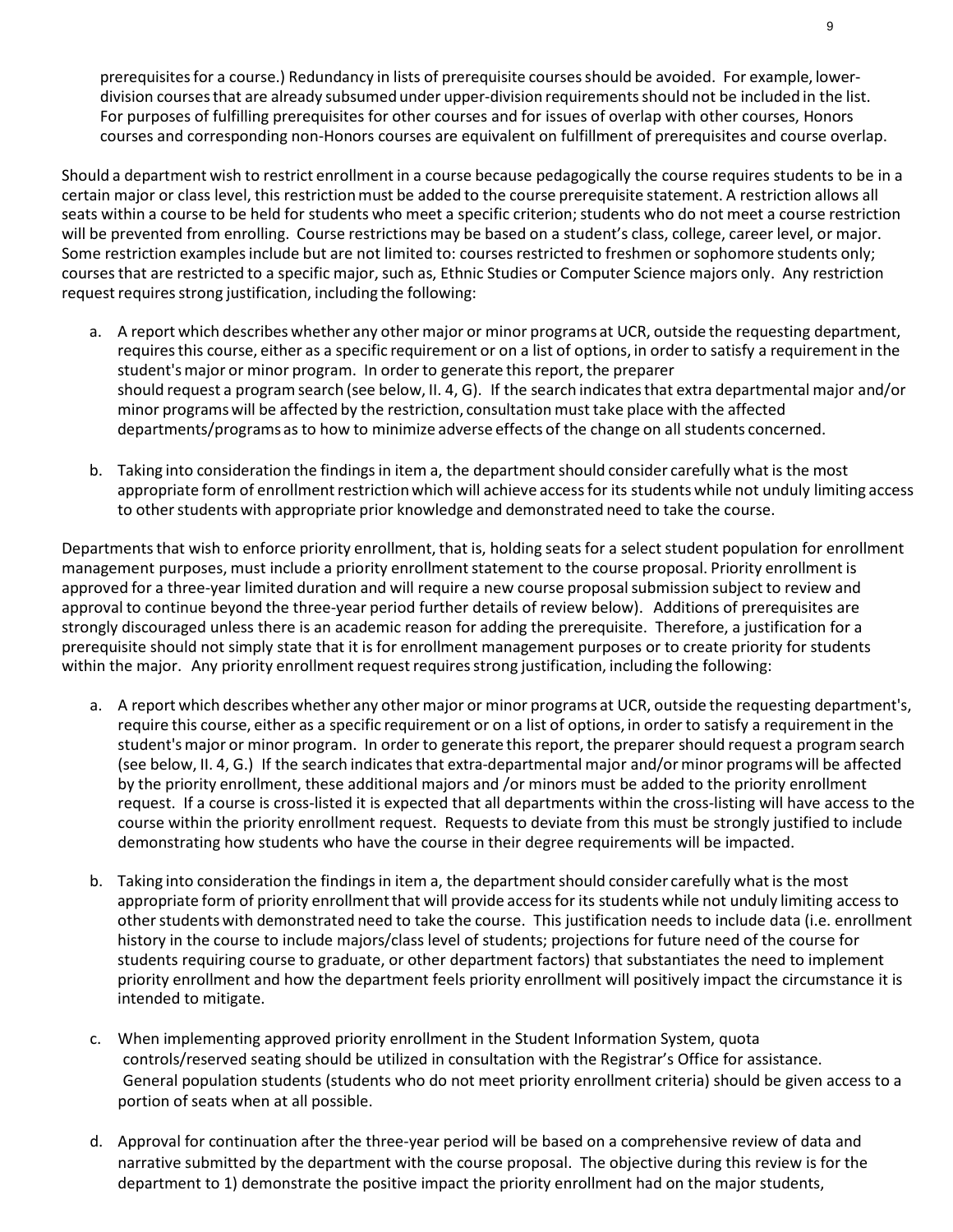prerequisites for a course.) Redundancy in lists of prerequisite courses should be avoided. For example, lower-division courses that are already subsumed under upper-division requirements should not be included in the list. For purposes of fulfilling prerequisites for other courses and for issues of overlap with other courses, Honors courses and corresponding non-Honors courses are equivalent on fulfillment of prerequisites and course overlap.

Should a department wish to restrict enrollment in a course because pedagogically the course requires students to be in a certain major or class level, this restriction must be added to the course prerequisite statement. A restriction allows all seats within a course to be held for students who meet a specific criterion; students who do not meet a course restriction will be prevented from enrolling. Course restrictions may be based on a student's class, college, career level, or major. Some restriction examples include but are not limited to: courses restricted to freshmen or sophomore students only; courses that are restricted to a specific major, such as, Ethnic Studies or Computer Science majors only. Any restriction request requires strong justification, including the following:

a. A report which describes whether any other major or minor programs at UCR, outside the requesting department, requires this course, either as a specific requirement or on a list of options, in order to satisfy a requirement in the student's major or minor program. In order to generate this report, the preparer should request a program search (see below, II. 4, G). If the search indicates that extra departmental major and/or minor programs will be affected by the restriction, consultation must take place with the affected departments/programs as to how to minimize adverse effects of the change on all students concerned.

b. Taking into consideration the findings in item a, the department should consider carefully what is the most appropriate form of enrollment restriction which will achieve access for its students while not unduly limiting access to other students with appropriate prior knowledge and demonstrated need to take the course.

Departments that wish to enforce priority enrollment, that is, holding seats for a select student population for enrollment management purposes, must include a priority enrollment statement to the course proposal. Priority enrollment is approved for a three-year limited duration and will require a new course proposal submission subject to review and approval to continue beyond the three-year period further details of review below). Additions of prerequisites are strongly discouraged unless there is an academic reason for adding the prerequisite. Therefore, a justification for a prerequisite should not simply state that it is for enrollment management purposes or to create priority for students within the major. Any priority enrollment request requires strong justification, including the following:

a. A report which describes whether any other major or minor programs at UCR, outside the requesting department's, require this course, either as a specific requirement or on a list of options, in order to satisfy a requirement in the student's major or minor program. In order to generate this report, the preparer should request a program search (see below, II. 4, G.) If the search indicates that extra-departmental major and/or minor programs will be affected by the priority enrollment, these additional majors and /or minors must be added to the priority enrollment request. If a course is cross-listed it is expected that all departments within the cross-listing will have access to the course within the priority enrollment request. Requests to deviate from this must be strongly justified to include demonstrating how students who have the course in their degree requirements will be impacted.

b. Taking into consideration the findings in item a, the department should consider carefully what is the most appropriate form of priority enrollment that will provide access for its students while not unduly limiting access to other students with demonstrated need to take the course. This justification needs to include data (i.e. enrollment history in the course to include majors/class level of students; projections for future need of the course for students requiring course to graduate, or other department factors) that substantiates the need to implement priority enrollment and how the department feels priority enrollment will positively impact the circumstance it is intended to mitigate.

c. When implementing approved priority enrollment in the Student Information System, quota controls/reserved seating should be utilized in consultation with the Registrar's Office for assistance. General population students (students who do not meet priority enrollment criteria) should be given access to a portion of seats when at all possible.

d. Approval for continuation after the three-year period will be based on a comprehensive review of data and narrative submitted by the department with the course proposal. The objective during this review is for the department to 1) demonstrate the positive impact the priority enrollment had on the major students,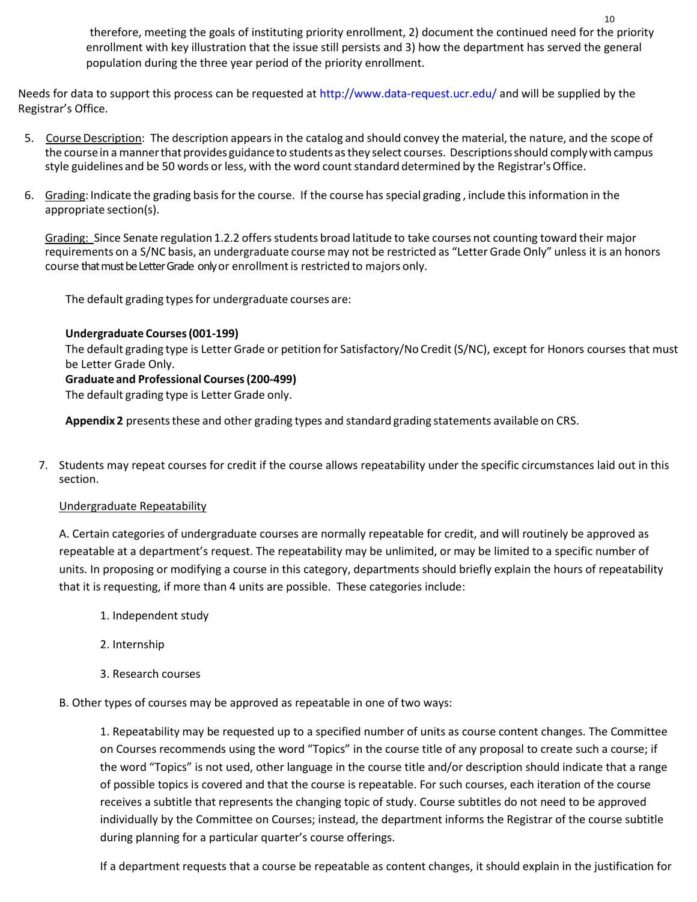therefore, meeting the goals of instituting priority enrollment, 2) document the continued need for the priority enrollment with key illustration that the issue still persists and 3) how the department has served the general population during the three year period of the priority enrollment.

Needs for data to support this process can be requested at http://www.data-request.ucr.edu/ and will be supplied by the Registrar's Office.

5. Course Description: The description appears in the catalog and should convey the material, the nature, and the scope of the course in a manner that provides guidance to students as they select courses. Descriptions should comply with campus style guidelines and be 50 words or less, with the word count standard determined by the Registrar's Office.

6. Grading: Indicate the grading basis for the course. If the course has special grading , include this information in the appropriate section(s).

   Grading: Since Senate regulation 1.2.2 offers students broad latitude to take courses not counting toward their major requirements on a S/NC basis, an undergraduate course may not be restricted as "Letter Grade Only" unless it is an honors course that must be Letter Grade only or enrollment is restricted to majors only.

   The default grading types for undergraduate courses are:

   **Undergraduate Courses (001-199)**
   The default grading type is Letter Grade or petition for Satisfactory/No Credit (S/NC), except for Honors courses that must be Letter Grade Only.
   **Graduate and Professional Courses (200-499)**
   The default grading type is Letter Grade only.

   **Appendix 2** presents these and other grading types and standard grading statements available on CRS.

7. Students may repeat courses for credit if the course allows repeatability under the specific circumstances laid out in this section.

   Undergraduate Repeatability

   A. Certain categories of undergraduate courses are normally repeatable for credit, and will routinely be approved as repeatable at a department's request. The repeatability may be unlimited, or may be limited to a specific number of units. In proposing or modifying a course in this category, departments should briefly explain the hours of repeatability that it is requesting, if more than 4 units are possible. These categories include:

   1. Independent study
   2. Internship
   3. Research courses

   B. Other types of courses may be approved as repeatable in one of two ways:

   1. Repeatability may be requested up to a specified number of units as course content changes. The Committee on Courses recommends using the word "Topics" in the course title of any proposal to create such a course; if the word "Topics" is not used, other language in the course title and/or description should indicate that a range of possible topics is covered and that the course is repeatable. For such courses, each iteration of the course receives a subtitle that represents the changing topic of study. Course subtitles do not need to be approved individually by the Committee on Courses; instead, the department informs the Registrar of the course subtitle during planning for a particular quarter's course offerings.

   If a department requests that a course be repeatable as content changes, it should explain in the justification for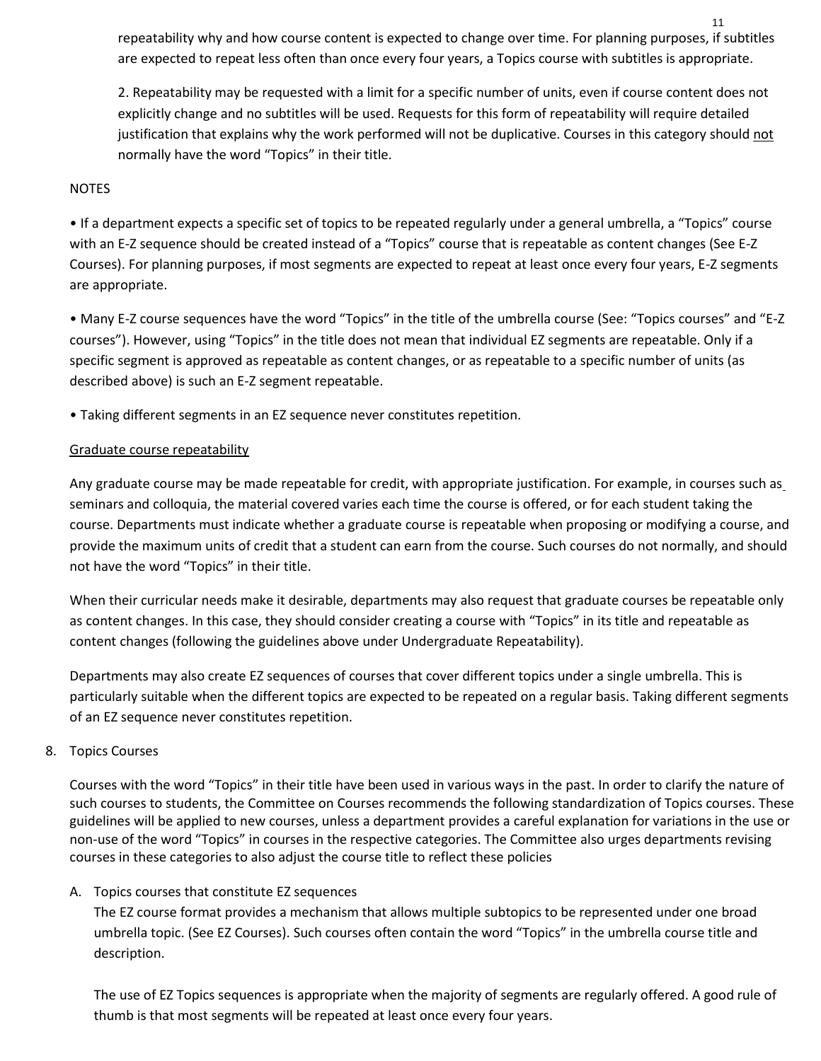repeatability why and how course content is expected to change over time. For planning purposes, if subtitles are expected to repeat less often than once every four years, a Topics course with subtitles is appropriate.

2. Repeatability may be requested with a limit for a specific number of units, even if course content does not explicitly change and no subtitles will be used. Requests for this form of repeatability will require detailed justification that explains why the work performed will not be duplicative. Courses in this category should not normally have the word "Topics" in their title.

NOTES

- If a department expects a specific set of topics to be repeated regularly under a general umbrella, a "Topics" course with an E-Z sequence should be created instead of a "Topics" course that is repeatable as content changes (See E-Z Courses). For planning purposes, if most segments are expected to repeat at least once every four years, E-Z segments are appropriate.

- Many E-Z course sequences have the word "Topics" in the title of the umbrella course (See: "Topics courses" and "E-Z courses"). However, using "Topics" in the title does not mean that individual EZ segments are repeatable. Only if a specific segment is approved as repeatable as content changes, or as repeatable to a specific number of units (as described above) is such an E-Z segment repeatable.

- Taking different segments in an EZ sequence never constitutes repetition.

Graduate course repeatability

Any graduate course may be made repeatable for credit, with appropriate justification. For example, in courses such as seminars and colloquia, the material covered varies each time the course is offered, or for each student taking the course. Departments must indicate whether a graduate course is repeatable when proposing or modifying a course, and provide the maximum units of credit that a student can earn from the course. Such courses do not normally, and should not have the word "Topics" in their title.

When their curricular needs make it desirable, departments may also request that graduate courses be repeatable only as content changes. In this case, they should consider creating a course with "Topics" in its title and repeatable as content changes (following the guidelines above under Undergraduate Repeatability).

Departments may also create EZ sequences of courses that cover different topics under a single umbrella. This is particularly suitable when the different topics are expected to be repeated on a regular basis. Taking different segments of an EZ sequence never constitutes repetition.

8. Topics Courses

Courses with the word "Topics" in their title have been used in various ways in the past. In order to clarify the nature of such courses to students, the Committee on Courses recommends the following standardization of Topics courses. These guidelines will be applied to new courses, unless a department provides a careful explanation for variations in the use or non-use of the word "Topics" in courses in the respective categories. The Committee also urges departments revising courses in these categories to also adjust the course title to reflect these policies

A. Topics courses that constitute EZ sequences

The EZ course format provides a mechanism that allows multiple subtopics to be represented under one broad umbrella topic. (See EZ Courses). Such courses often contain the word "Topics" in the umbrella course title and description.

The use of EZ Topics sequences is appropriate when the majority of segments are regularly offered. A good rule of thumb is that most segments will be repeated at least once every four years.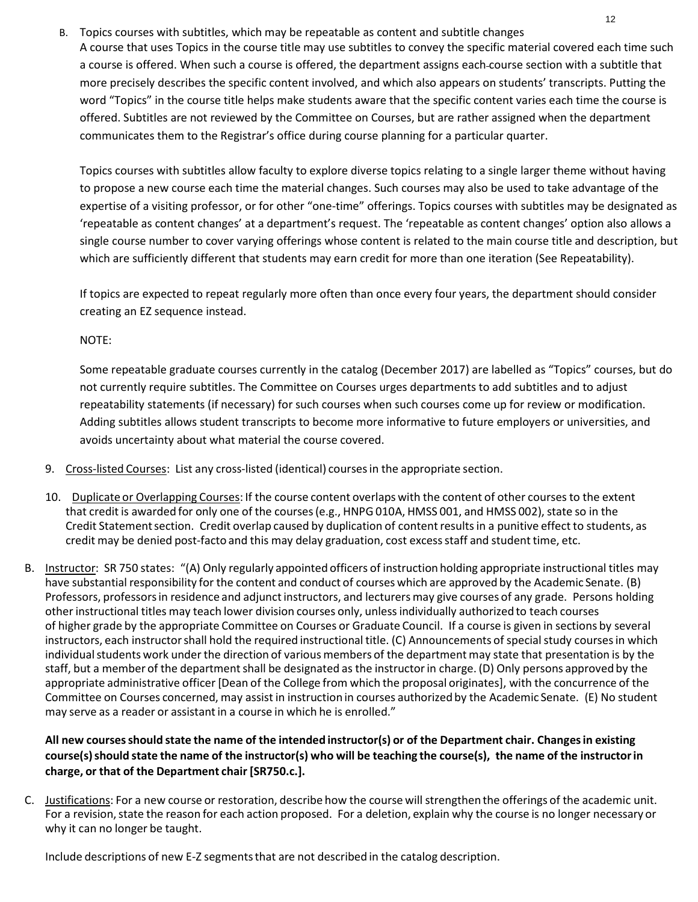B. Topics courses with subtitles, which may be repeatable as content and subtitle changes

A course that uses Topics in the course title may use subtitles to convey the specific material covered each time such a course is offered. When such a course is offered, the department assigns each course section with a subtitle that more precisely describes the specific content involved, and which also appears on students' transcripts. Putting the word "Topics" in the course title helps make students aware that the specific content varies each time the course is offered. Subtitles are not reviewed by the Committee on Courses, but are rather assigned when the department communicates them to the Registrar's office during course planning for a particular quarter.

Topics courses with subtitles allow faculty to explore diverse topics relating to a single larger theme without having to propose a new course each time the material changes. Such courses may also be used to take advantage of the expertise of a visiting professor, or for other "one-time" offerings. Topics courses with subtitles may be designated as 'repeatable as content changes' at a department's request. The 'repeatable as content changes' option also allows a single course number to cover varying offerings whose content is related to the main course title and description, but which are sufficiently different that students may earn credit for more than one iteration (See Repeatability).

If topics are expected to repeat regularly more often than once every four years, the department should consider creating an EZ sequence instead.

NOTE:

Some repeatable graduate courses currently in the catalog (December 2017) are labelled as "Topics" courses, but do not currently require subtitles. The Committee on Courses urges departments to add subtitles and to adjust repeatability statements (if necessary) for such courses when such courses come up for review or modification. Adding subtitles allows student transcripts to become more informative to future employers or universities, and avoids uncertainty about what material the course covered.

9. Cross-listed Courses: List any cross-listed (identical) courses in the appropriate section.

10. Duplicate or Overlapping Courses: If the course content overlaps with the content of other courses to the extent that credit is awarded for only one of the courses (e.g., HNPG 010A, HMSS 001, and HMSS 002), state so in the Credit Statement section. Credit overlap caused by duplication of content results in a punitive effect to students, as credit may be denied post-facto and this may delay graduation, cost excess staff and student time, etc.

B. Instructor: SR 750 states: "(A) Only regularly appointed officers of instruction holding appropriate instructional titles may have substantial responsibility for the content and conduct of courses which are approved by the Academic Senate. (B) Professors, professors in residence and adjunct instructors, and lecturers may give courses of any grade. Persons holding other instructional titles may teach lower division courses only, unless individually authorized to teach courses of higher grade by the appropriate Committee on Courses or Graduate Council. If a course is given in sections by several instructors, each instructor shall hold the required instructional title. (C) Announcements of special study courses in which individual students work under the direction of various members of the department may state that presentation is by the staff, but a member of the department shall be designated as the instructor in charge. (D) Only persons approved by the appropriate administrative officer [Dean of the College from which the proposal originates], with the concurrence of the Committee on Courses concerned, may assist in instruction in courses authorized by the Academic Senate. (E) No student may serve as a reader or assistant in a course in which he is enrolled."

**All new courses should state the name of the intended instructor(s) or of the Department chair. Changes in existing course(s) should state the name of the instructor(s) who will be teaching the course(s), the name of the instructor in charge, or that of the Department chair [SR750.c.].**

C. Justifications: For a new course or restoration, describe how the course will strengthen the offerings of the academic unit. For a revision, state the reason for each action proposed. For a deletion, explain why the course is no longer necessary or why it can no longer be taught.

Include descriptions of new E-Z segments that are not described in the catalog description.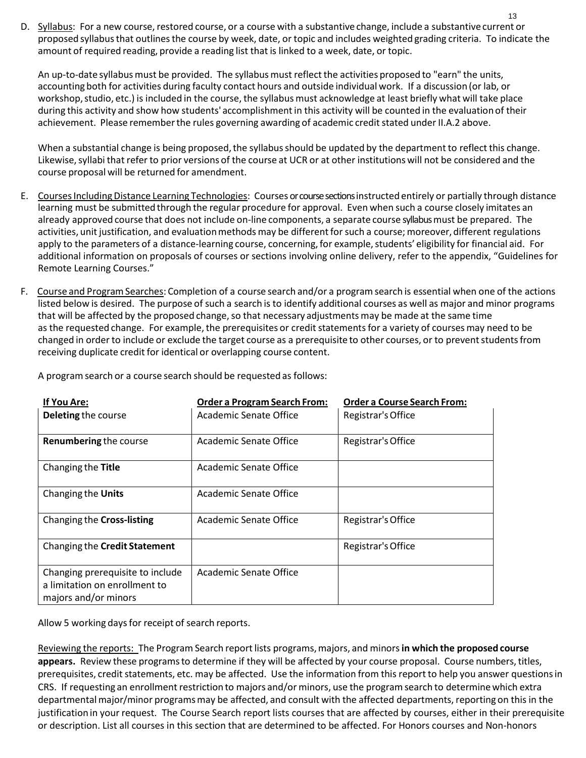D. Syllabus: For a new course, restored course, or a course with a substantive change, include a substantive current or proposed syllabus that outlines the course by week, date, or topic and includes weighted grading criteria. To indicate the amount of required reading, provide a reading list that is linked to a week, date, or topic.

An up-to-date syllabus must be provided. The syllabus must reflect the activities proposed to "earn" the units, accounting both for activities during faculty contact hours and outside individual work. If a discussion (or lab, or workshop, studio, etc.) is included in the course, the syllabus must acknowledge at least briefly what will take place during this activity and show how students' accomplishment in this activity will be counted in the evaluation of their achievement. Please remember the rules governing awarding of academic credit stated under II.A.2 above.

When a substantial change is being proposed, the syllabus should be updated by the department to reflect this change. Likewise, syllabi that refer to prior versions of the course at UCR or at other institutions will not be considered and the course proposal will be returned for amendment.

E. Courses Including Distance Learning Technologies: Courses or course sections instructed entirely or partially through distance learning must be submitted through the regular procedure for approval. Even when such a course closely imitates an already approved course that does not include on-line components, a separate course syllabus must be prepared. The activities, unit justification, and evaluation methods may be different for such a course; moreover, different regulations apply to the parameters of a distance-learning course, concerning, for example, students' eligibility for financial aid. For additional information on proposals of courses or sections involving online delivery, refer to the appendix, "Guidelines for Remote Learning Courses."

F. Course and Program Searches: Completion of a course search and/or a program search is essential when one of the actions listed below is desired. The purpose of such a search is to identify additional courses as well as major and minor programs that will be affected by the proposed change, so that necessary adjustments may be made at the same time as the requested change. For example, the prerequisites or credit statements for a variety of courses may need to be changed in order to include or exclude the target course as a prerequisite to other courses, or to prevent students from receiving duplicate credit for identical or overlapping course content.

A program search or a course search should be requested as follows:

| If You Are: | Order a Program Search From: | Order a Course Search From: |
|---|---|---|
| **Deleting** the course | Academic Senate Office | Registrar's Office |
| **Renumbering** the course | Academic Senate Office | Registrar's Office |
| Changing the **Title** | Academic Senate Office | |
| Changing the **Units** | Academic Senate Office | |
| Changing the **Cross-listing** | Academic Senate Office | Registrar's Office |
| Changing the **Credit Statement** | | Registrar's Office |
| Changing prerequisite to include a limitation on enrollment to majors and/or minors | Academic Senate Office | |

Allow 5 working days for receipt of search reports.

Reviewing the reports: The Program Search report lists programs, majors, and minors **in which the proposed course appears.** Review these programs to determine if they will be affected by your course proposal. Course numbers, titles, prerequisites, credit statements, etc. may be affected. Use the information from this report to help you answer questions in CRS. If requesting an enrollment restriction to majors and/or minors, use the program search to determine which extra departmental major/minor programs may be affected, and consult with the affected departments, reporting on this in the justification in your request. The Course Search report lists courses that are affected by courses, either in their prerequisite or description. List all courses in this section that are determined to be affected. For Honors courses and Non-honors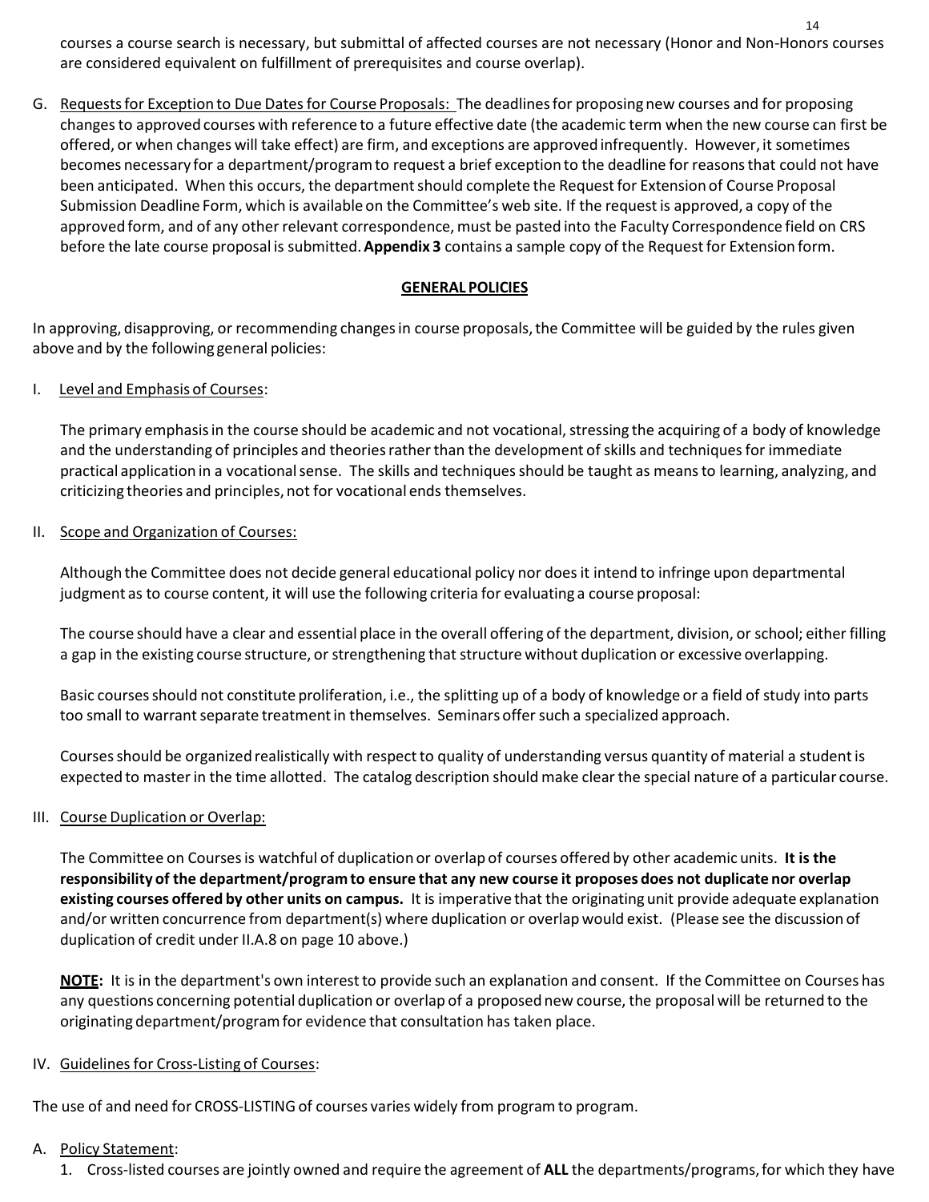courses a course search is necessary, but submittal of affected courses are not necessary (Honor and Non-Honors courses are considered equivalent on fulfillment of prerequisites and course overlap).

G. Requests for Exception to Due Dates for Course Proposals: The deadlines for proposing new courses and for proposing changes to approved courses with reference to a future effective date (the academic term when the new course can first be offered, or when changes will take effect) are firm, and exceptions are approved infrequently. However, it sometimes becomes necessary for a department/program to request a brief exception to the deadline for reasons that could not have been anticipated. When this occurs, the department should complete the Request for Extension of Course Proposal Submission Deadline Form, which is available on the Committee's web site. If the request is approved, a copy of the approved form, and of any other relevant correspondence, must be pasted into the Faculty Correspondence field on CRS before the late course proposal is submitted. **Appendix 3** contains a sample copy of the Request for Extension form.

## GENERAL POLICIES

In approving, disapproving, or recommending changes in course proposals, the Committee will be guided by the rules given above and by the following general policies:

I. Level and Emphasis of Courses:

The primary emphasis in the course should be academic and not vocational, stressing the acquiring of a body of knowledge and the understanding of principles and theories rather than the development of skills and techniques for immediate practical application in a vocational sense. The skills and techniques should be taught as means to learning, analyzing, and criticizing theories and principles, not for vocational ends themselves.

II. Scope and Organization of Courses:

Although the Committee does not decide general educational policy nor does it intend to infringe upon departmental judgment as to course content, it will use the following criteria for evaluating a course proposal:

The course should have a clear and essential place in the overall offering of the department, division, or school; either filling a gap in the existing course structure, or strengthening that structure without duplication or excessive overlapping.

Basic courses should not constitute proliferation, i.e., the splitting up of a body of knowledge or a field of study into parts too small to warrant separate treatment in themselves. Seminars offer such a specialized approach.

Courses should be organized realistically with respect to quality of understanding versus quantity of material a student is expected to master in the time allotted. The catalog description should make clear the special nature of a particular course.

III. Course Duplication or Overlap:

The Committee on Courses is watchful of duplication or overlap of courses offered by other academic units. **It is the responsibility of the department/program to ensure that any new course it proposes does not duplicate nor overlap existing courses offered by other units on campus.** It is imperative that the originating unit provide adequate explanation and/or written concurrence from department(s) where duplication or overlap would exist. (Please see the discussion of duplication of credit under II.A.8 on page 10 above.)

**NOTE:** It is in the department's own interest to provide such an explanation and consent. If the Committee on Courses has any questions concerning potential duplication or overlap of a proposed new course, the proposal will be returned to the originating department/program for evidence that consultation has taken place.

IV. Guidelines for Cross-Listing of Courses:

The use of and need for CROSS-LISTING of courses varies widely from program to program.

A. Policy Statement:

1. Cross-listed courses are jointly owned and require the agreement of **ALL** the departments/programs, for which they have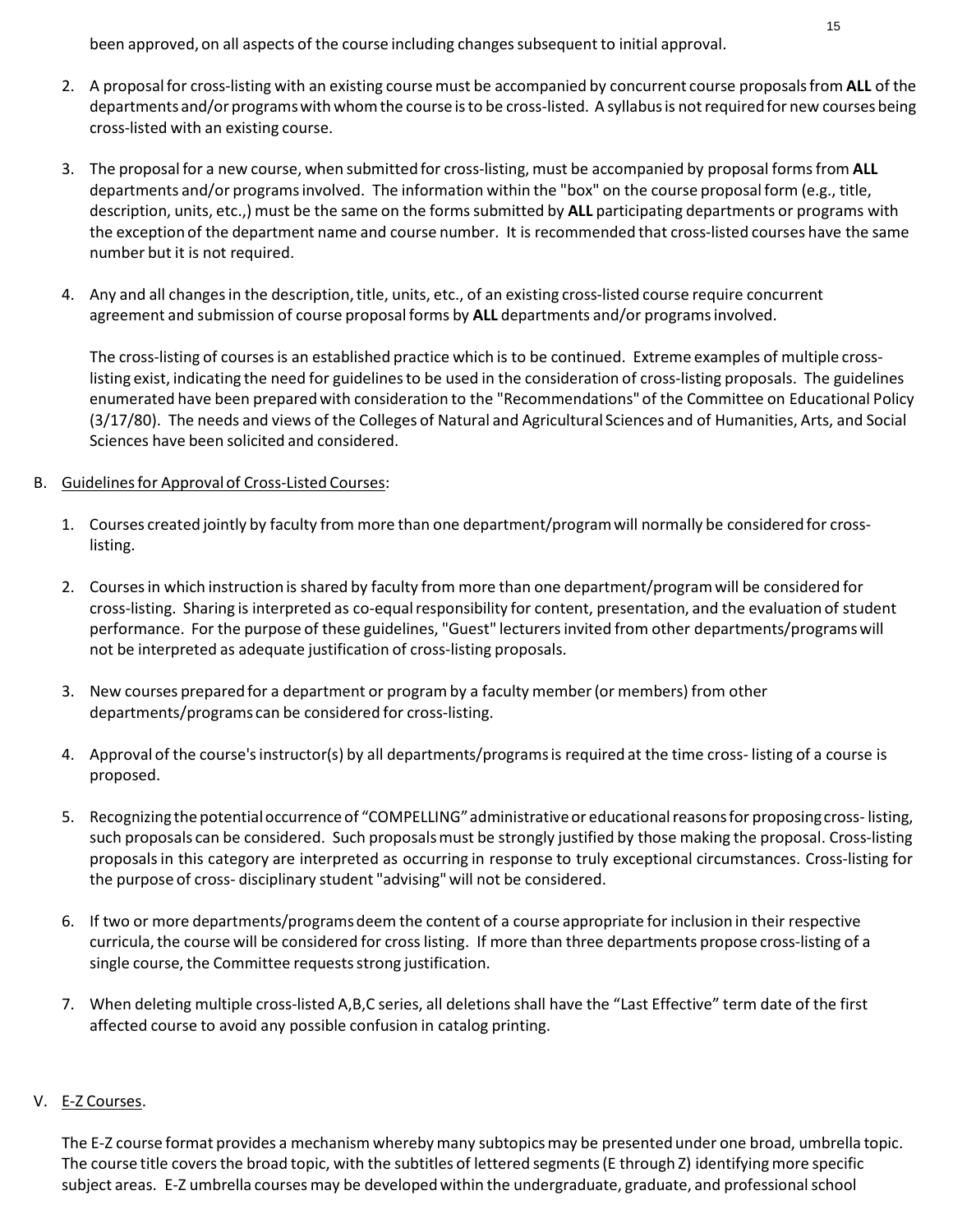been approved, on all aspects of the course including changes subsequent to initial approval.

2. A proposal for cross-listing with an existing course must be accompanied by concurrent course proposals from **ALL** of the departments and/or programs with whom the course is to be cross-listed. A syllabus is not required for new courses being cross-listed with an existing course.

3. The proposal for a new course, when submitted for cross-listing, must be accompanied by proposal forms from **ALL** departments and/or programs involved. The information within the "box" on the course proposal form (e.g., title, description, units, etc.,) must be the same on the forms submitted by **ALL** participating departments or programs with the exception of the department name and course number. It is recommended that cross-listed courses have the same number but it is not required.

4. Any and all changes in the description, title, units, etc., of an existing cross-listed course require concurrent agreement and submission of course proposal forms by **ALL** departments and/or programs involved.

   The cross-listing of courses is an established practice which is to be continued. Extreme examples of multiple cross-listing exist, indicating the need for guidelines to be used in the consideration of cross-listing proposals. The guidelines enumerated have been prepared with consideration to the "Recommendations" of the Committee on Educational Policy (3/17/80). The needs and views of the Colleges of Natural and Agricultural Sciences and of Humanities, Arts, and Social Sciences have been solicited and considered.

B. Guidelines for Approval of Cross-Listed Courses:

1. Courses created jointly by faculty from more than one department/program will normally be considered for cross-listing.

2. Courses in which instruction is shared by faculty from more than one department/program will be considered for cross-listing. Sharing is interpreted as co-equal responsibility for content, presentation, and the evaluation of student performance. For the purpose of these guidelines, "Guest" lecturers invited from other departments/programs will not be interpreted as adequate justification of cross-listing proposals.

3. New courses prepared for a department or program by a faculty member (or members) from other departments/programs can be considered for cross-listing.

4. Approval of the course's instructor(s) by all departments/programs is required at the time cross- listing of a course is proposed.

5. Recognizing the potential occurrence of "COMPELLING" administrative or educational reasons for proposing cross- listing, such proposals can be considered. Such proposals must be strongly justified by those making the proposal. Cross-listing proposals in this category are interpreted as occurring in response to truly exceptional circumstances. Cross-listing for the purpose of cross- disciplinary student "advising" will not be considered.

6. If two or more departments/programs deem the content of a course appropriate for inclusion in their respective curricula, the course will be considered for cross listing. If more than three departments propose cross-listing of a single course, the Committee requests strong justification.

7. When deleting multiple cross-listed A,B,C series, all deletions shall have the "Last Effective" term date of the first affected course to avoid any possible confusion in catalog printing.

V. E-Z Courses.

The E-Z course format provides a mechanism whereby many subtopics may be presented under one broad, umbrella topic. The course title covers the broad topic, with the subtitles of lettered segments (E through Z) identifying more specific subject areas. E-Z umbrella courses may be developed within the undergraduate, graduate, and professional school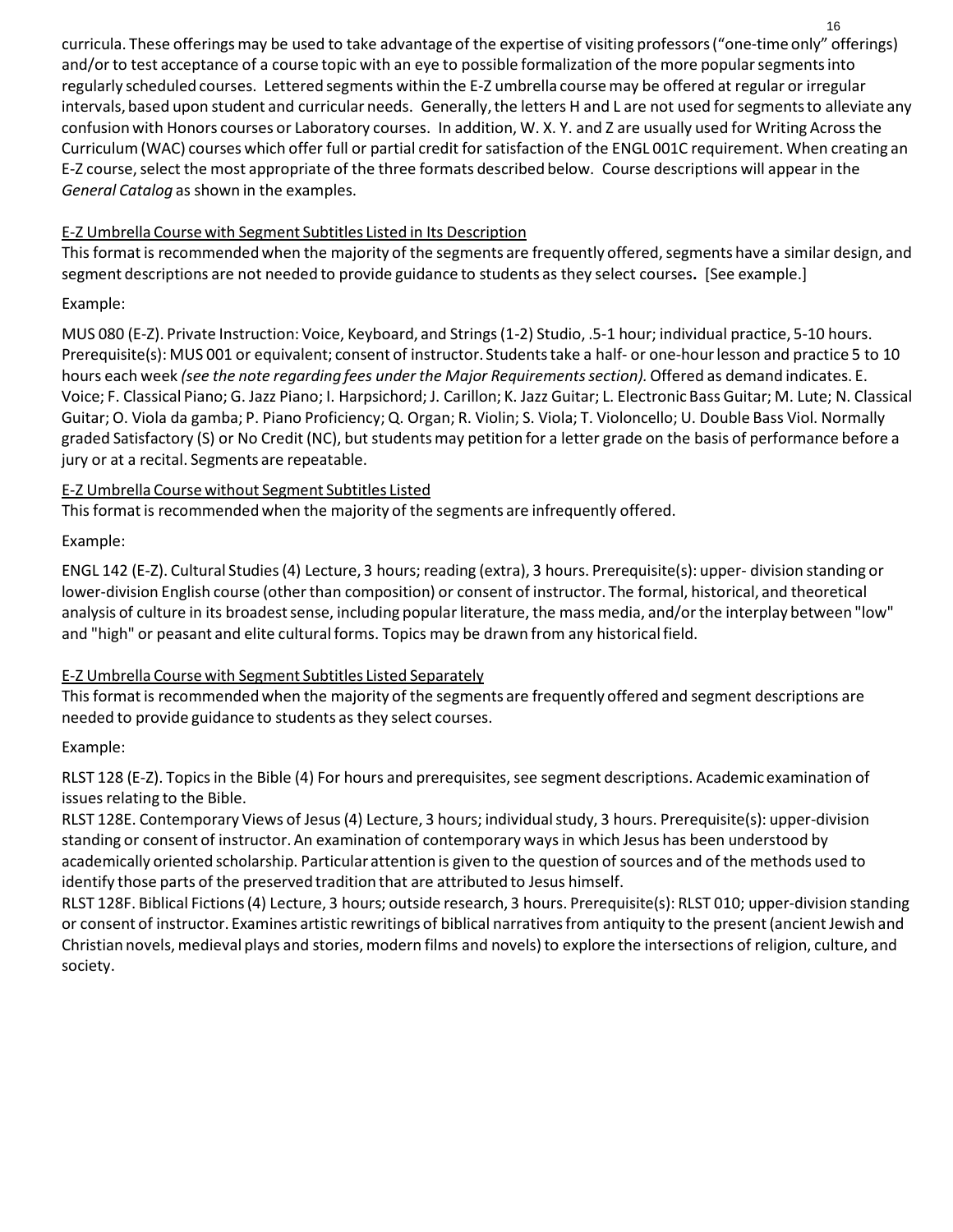curricula. These offerings may be used to take advantage of the expertise of visiting professors ("one-time only" offerings) and/or to test acceptance of a course topic with an eye to possible formalization of the more popular segments into regularly scheduled courses. Lettered segments within the E-Z umbrella course may be offered at regular or irregular intervals, based upon student and curricular needs. Generally, the letters H and L are not used for segments to alleviate any confusion with Honors courses or Laboratory courses. In addition, W. X. Y. and Z are usually used for Writing Across the Curriculum (WAC) courses which offer full or partial credit for satisfaction of the ENGL 001C requirement. When creating an E-Z course, select the most appropriate of the three formats described below. Course descriptions will appear in the *General Catalog* as shown in the examples.

<u>E-Z Umbrella Course with Segment Subtitles Listed in Its Description</u>

This format is recommended when the majority of the segments are frequently offered, segments have a similar design, and segment descriptions are not needed to provide guidance to students as they select courses**.** [See example.]

Example:

MUS 080 (E-Z). Private Instruction: Voice, Keyboard, and Strings (1-2) Studio, .5-1 hour; individual practice, 5-10 hours. Prerequisite(s): MUS 001 or equivalent; consent of instructor. Students take a half- or one-hour lesson and practice 5 to 10 hours each week *(see the note regarding fees under the Major Requirements section).* Offered as demand indicates. E. Voice; F. Classical Piano; G. Jazz Piano; I. Harpsichord; J. Carillon; K. Jazz Guitar; L. Electronic Bass Guitar; M. Lute; N. Classical Guitar; O. Viola da gamba; P. Piano Proficiency; Q. Organ; R. Violin; S. Viola; T. Violoncello; U. Double Bass Viol. Normally graded Satisfactory (S) or No Credit (NC), but students may petition for a letter grade on the basis of performance before a jury or at a recital. Segments are repeatable.

<u>E-Z Umbrella Course without Segment Subtitles Listed</u>

This format is recommended when the majority of the segments are infrequently offered.

Example:

ENGL 142 (E-Z). Cultural Studies (4) Lecture, 3 hours; reading (extra), 3 hours. Prerequisite(s): upper- division standing or lower-division English course (other than composition) or consent of instructor. The formal, historical, and theoretical analysis of culture in its broadest sense, including popular literature, the mass media, and/or the interplay between "low" and "high" or peasant and elite cultural forms. Topics may be drawn from any historical field.

<u>E-Z Umbrella Course with Segment Subtitles Listed Separately</u>

This format is recommended when the majority of the segments are frequently offered and segment descriptions are needed to provide guidance to students as they select courses.

Example:

RLST 128 (E-Z). Topics in the Bible (4) For hours and prerequisites, see segment descriptions. Academic examination of issues relating to the Bible.

RLST 128E. Contemporary Views of Jesus (4) Lecture, 3 hours; individual study, 3 hours. Prerequisite(s): upper-division standing or consent of instructor. An examination of contemporary ways in which Jesus has been understood by academically oriented scholarship. Particular attention is given to the question of sources and of the methods used to identify those parts of the preserved tradition that are attributed to Jesus himself.

RLST 128F. Biblical Fictions (4) Lecture, 3 hours; outside research, 3 hours. Prerequisite(s): RLST 010; upper-division standing or consent of instructor. Examines artistic rewritings of biblical narratives from antiquity to the present (ancient Jewish and Christian novels, medieval plays and stories, modern films and novels) to explore the intersections of religion, culture, and society.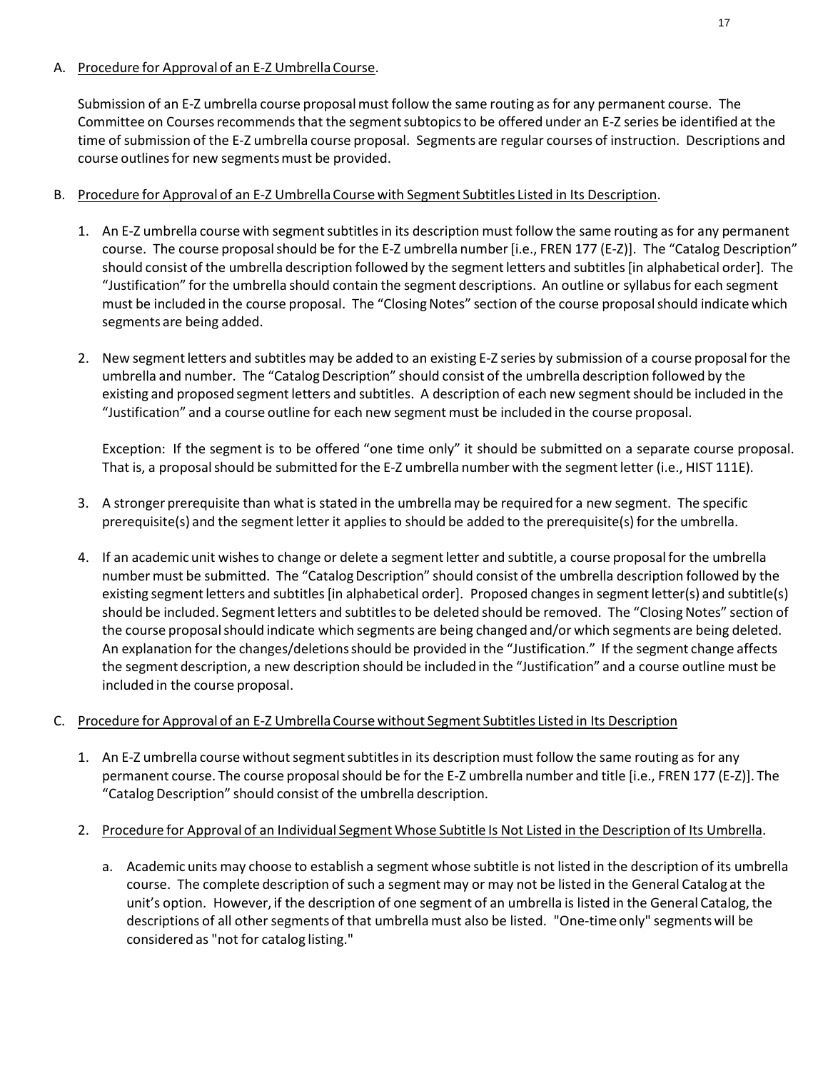A. Procedure for Approval of an E-Z Umbrella Course.

   Submission of an E-Z umbrella course proposal must follow the same routing as for any permanent course. The Committee on Courses recommends that the segment subtopics to be offered under an E-Z series be identified at the time of submission of the E-Z umbrella course proposal. Segments are regular courses of instruction. Descriptions and course outlines for new segments must be provided.

B. Procedure for Approval of an E-Z Umbrella Course with Segment Subtitles Listed in Its Description.

   1. An E-Z umbrella course with segment subtitles in its description must follow the same routing as for any permanent course. The course proposal should be for the E-Z umbrella number [i.e., FREN 177 (E-Z)]. The "Catalog Description" should consist of the umbrella description followed by the segment letters and subtitles [in alphabetical order]. The "Justification" for the umbrella should contain the segment descriptions. An outline or syllabus for each segment must be included in the course proposal. The "Closing Notes" section of the course proposal should indicate which segments are being added.

   2. New segment letters and subtitles may be added to an existing E-Z series by submission of a course proposal for the umbrella and number. The "Catalog Description" should consist of the umbrella description followed by the existing and proposed segment letters and subtitles. A description of each new segment should be included in the "Justification" and a course outline for each new segment must be included in the course proposal.

      Exception: If the segment is to be offered "one time only" it should be submitted on a separate course proposal. That is, a proposal should be submitted for the E-Z umbrella number with the segment letter (i.e., HIST 111E).

   3. A stronger prerequisite than what is stated in the umbrella may be required for a new segment. The specific prerequisite(s) and the segment letter it applies to should be added to the prerequisite(s) for the umbrella.

   4. If an academic unit wishes to change or delete a segment letter and subtitle, a course proposal for the umbrella number must be submitted. The "Catalog Description" should consist of the umbrella description followed by the existing segment letters and subtitles [in alphabetical order]. Proposed changes in segment letter(s) and subtitle(s) should be included. Segment letters and subtitles to be deleted should be removed. The "Closing Notes" section of the course proposal should indicate which segments are being changed and/or which segments are being deleted. An explanation for the changes/deletions should be provided in the "Justification." If the segment change affects the segment description, a new description should be included in the "Justification" and a course outline must be included in the course proposal.

C. Procedure for Approval of an E-Z Umbrella Course without Segment Subtitles Listed in Its Description

   1. An E-Z umbrella course without segment subtitles in its description must follow the same routing as for any permanent course. The course proposal should be for the E-Z umbrella number and title [i.e., FREN 177 (E-Z)]. The "Catalog Description" should consist of the umbrella description.

   2. Procedure for Approval of an Individual Segment Whose Subtitle Is Not Listed in the Description of Its Umbrella.

      a. Academic units may choose to establish a segment whose subtitle is not listed in the description of its umbrella course. The complete description of such a segment may or may not be listed in the General Catalog at the unit's option. However, if the description of one segment of an umbrella is listed in the General Catalog, the descriptions of all other segments of that umbrella must also be listed. "One-time only" segments will be considered as "not for catalog listing."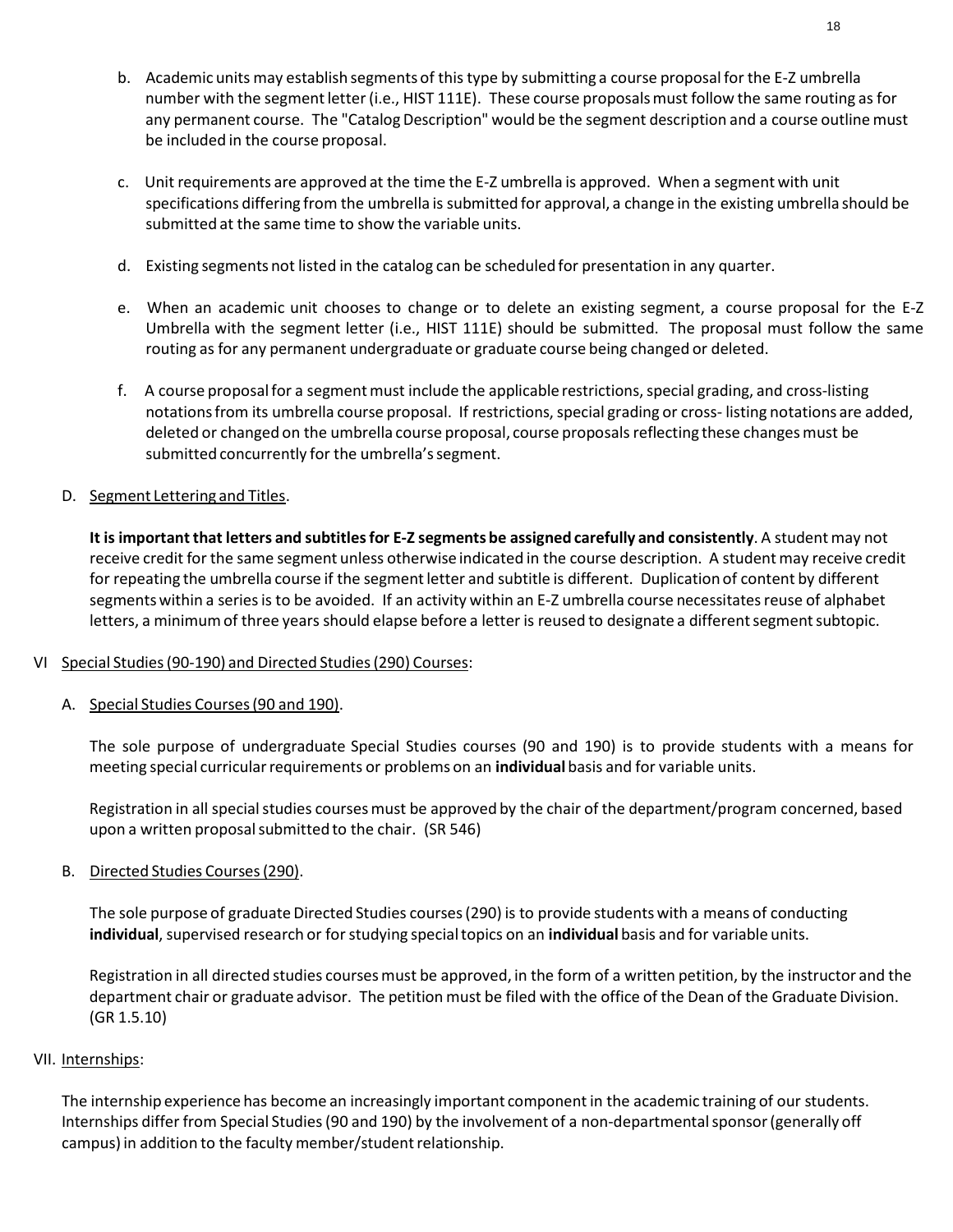b. Academic units may establish segments of this type by submitting a course proposal for the E-Z umbrella number with the segment letter (i.e., HIST 111E). These course proposals must follow the same routing as for any permanent course. The "Catalog Description" would be the segment description and a course outline must be included in the course proposal.

c. Unit requirements are approved at the time the E-Z umbrella is approved. When a segment with unit specifications differing from the umbrella is submitted for approval, a change in the existing umbrella should be submitted at the same time to show the variable units.

d. Existing segments not listed in the catalog can be scheduled for presentation in any quarter.

e. When an academic unit chooses to change or to delete an existing segment, a course proposal for the E-Z Umbrella with the segment letter (i.e., HIST 111E) should be submitted. The proposal must follow the same routing as for any permanent undergraduate or graduate course being changed or deleted.

f. A course proposal for a segment must include the applicable restrictions, special grading, and cross-listing notations from its umbrella course proposal. If restrictions, special grading or cross- listing notations are added, deleted or changed on the umbrella course proposal, course proposals reflecting these changes must be submitted concurrently for the umbrella's segment.

D. <u>Segment Lettering and Titles</u>.

**It is important that letters and subtitles for E-Z segments be assigned carefully and consistently**. A student may not receive credit for the same segment unless otherwise indicated in the course description. A student may receive credit for repeating the umbrella course if the segment letter and subtitle is different. Duplication of content by different segments within a series is to be avoided. If an activity within an E-Z umbrella course necessitates reuse of alphabet letters, a minimum of three years should elapse before a letter is reused to designate a different segment subtopic.

VI <u>Special Studies (90-190) and Directed Studies (290) Courses</u>:

A. <u>Special Studies Courses (90 and 190)</u>.

The sole purpose of undergraduate Special Studies courses (90 and 190) is to provide students with a means for meeting special curricular requirements or problems on an **individual** basis and for variable units.

Registration in all special studies courses must be approved by the chair of the department/program concerned, based upon a written proposal submitted to the chair. (SR 546)

B. <u>Directed Studies Courses (290)</u>.

The sole purpose of graduate Directed Studies courses (290) is to provide students with a means of conducting **individual**, supervised research or for studying special topics on an **individual** basis and for variable units.

Registration in all directed studies courses must be approved, in the form of a written petition, by the instructor and the department chair or graduate advisor. The petition must be filed with the office of the Dean of the Graduate Division. (GR 1.5.10)

VII. <u>Internships</u>:

The internship experience has become an increasingly important component in the academic training of our students. Internships differ from Special Studies (90 and 190) by the involvement of a non-departmental sponsor (generally off campus) in addition to the faculty member/student relationship.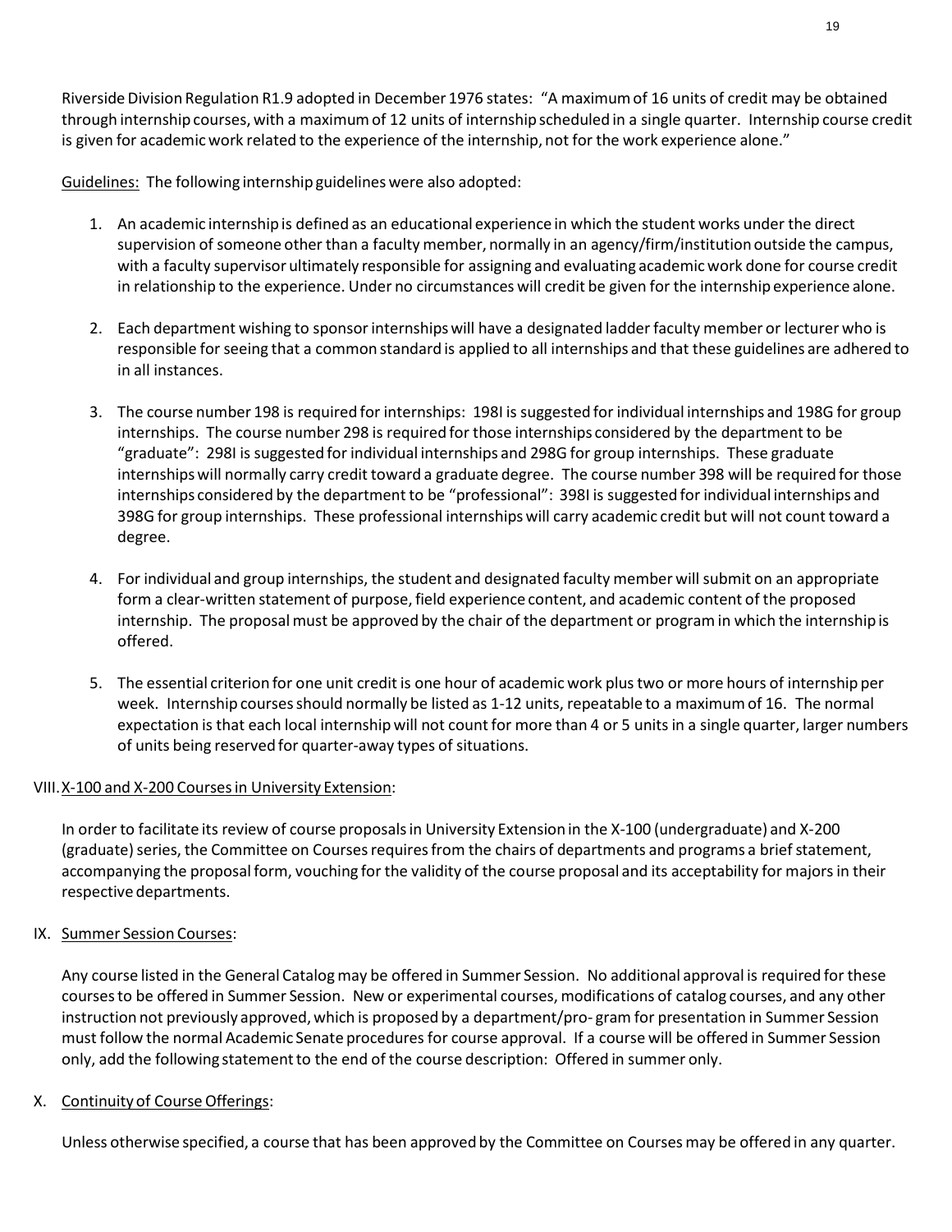Riverside Division Regulation R1.9 adopted in December 1976 states: "A maximum of 16 units of credit may be obtained through internship courses, with a maximum of 12 units of internship scheduled in a single quarter. Internship course credit is given for academic work related to the experience of the internship, not for the work experience alone."

Guidelines: The following internship guidelines were also adopted:

1. An academic internship is defined as an educational experience in which the student works under the direct supervision of someone other than a faculty member, normally in an agency/firm/institution outside the campus, with a faculty supervisor ultimately responsible for assigning and evaluating academic work done for course credit in relationship to the experience. Under no circumstances will credit be given for the internship experience alone.

2. Each department wishing to sponsor internships will have a designated ladder faculty member or lecturer who is responsible for seeing that a common standard is applied to all internships and that these guidelines are adhered to in all instances.

3. The course number 198 is required for internships: 198I is suggested for individual internships and 198G for group internships. The course number 298 is required for those internships considered by the department to be "graduate": 298I is suggested for individual internships and 298G for group internships. These graduate internships will normally carry credit toward a graduate degree. The course number 398 will be required for those internships considered by the department to be "professional": 398I is suggested for individual internships and 398G for group internships. These professional internships will carry academic credit but will not count toward a degree.

4. For individual and group internships, the student and designated faculty member will submit on an appropriate form a clear-written statement of purpose, field experience content, and academic content of the proposed internship. The proposal must be approved by the chair of the department or program in which the internship is offered.

5. The essential criterion for one unit credit is one hour of academic work plus two or more hours of internship per week. Internship courses should normally be listed as 1-12 units, repeatable to a maximum of 16. The normal expectation is that each local internship will not count for more than 4 or 5 units in a single quarter, larger numbers of units being reserved for quarter-away types of situations.

## VIII. X-100 and X-200 Courses in University Extension:

In order to facilitate its review of course proposals in University Extension in the X-100 (undergraduate) and X-200 (graduate) series, the Committee on Courses requires from the chairs of departments and programs a brief statement, accompanying the proposal form, vouching for the validity of the course proposal and its acceptability for majors in their respective departments.

## IX. Summer Session Courses:

Any course listed in the General Catalog may be offered in Summer Session. No additional approval is required for these courses to be offered in Summer Session. New or experimental courses, modifications of catalog courses, and any other instruction not previously approved, which is proposed by a department/pro- gram for presentation in Summer Session must follow the normal Academic Senate procedures for course approval. If a course will be offered in Summer Session only, add the following statement to the end of the course description: Offered in summer only.

## X. Continuity of Course Offerings:

Unless otherwise specified, a course that has been approved by the Committee on Courses may be offered in any quarter.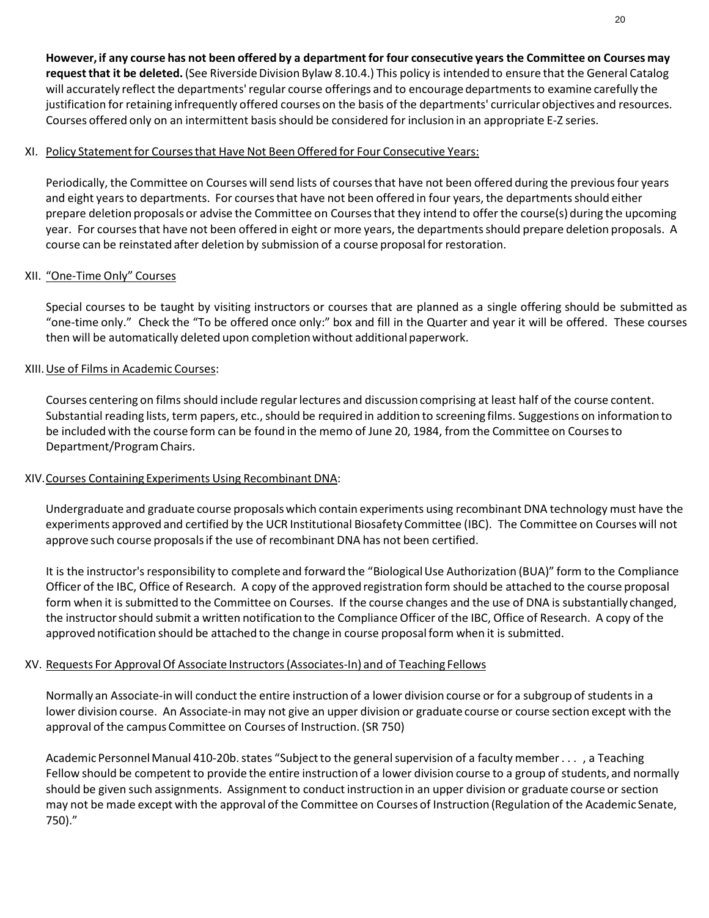**However, if any course has not been offered by a department for four consecutive years the Committee on Courses may request that it be deleted.** (See Riverside Division Bylaw 8.10.4.) This policy is intended to ensure that the General Catalog will accurately reflect the departments' regular course offerings and to encourage departments to examine carefully the justification for retaining infrequently offered courses on the basis of the departments' curricular objectives and resources. Courses offered only on an intermittent basis should be considered for inclusion in an appropriate E-Z series.

XI. Policy Statement for Courses that Have Not Been Offered for Four Consecutive Years:

Periodically, the Committee on Courses will send lists of courses that have not been offered during the previous four years and eight years to departments. For courses that have not been offered in four years, the departments should either prepare deletion proposals or advise the Committee on Courses that they intend to offer the course(s) during the upcoming year. For courses that have not been offered in eight or more years, the departments should prepare deletion proposals. A course can be reinstated after deletion by submission of a course proposal for restoration.

XII. "One-Time Only" Courses

Special courses to be taught by visiting instructors or courses that are planned as a single offering should be submitted as "one-time only." Check the "To be offered once only:" box and fill in the Quarter and year it will be offered. These courses then will be automatically deleted upon completion without additional paperwork.

XIII. Use of Films in Academic Courses:

Courses centering on films should include regular lectures and discussion comprising at least half of the course content. Substantial reading lists, term papers, etc., should be required in addition to screening films. Suggestions on information to be included with the course form can be found in the memo of June 20, 1984, from the Committee on Courses to Department/Program Chairs.

XIV. Courses Containing Experiments Using Recombinant DNA:

Undergraduate and graduate course proposals which contain experiments using recombinant DNA technology must have the experiments approved and certified by the UCR Institutional Biosafety Committee (IBC). The Committee on Courses will not approve such course proposals if the use of recombinant DNA has not been certified.

It is the instructor's responsibility to complete and forward the "Biological Use Authorization (BUA)" form to the Compliance Officer of the IBC, Office of Research. A copy of the approved registration form should be attached to the course proposal form when it is submitted to the Committee on Courses. If the course changes and the use of DNA is substantially changed, the instructor should submit a written notification to the Compliance Officer of the IBC, Office of Research. A copy of the approved notification should be attached to the change in course proposal form when it is submitted.

XV. Requests For Approval Of Associate Instructors (Associates-In) and of Teaching Fellows

Normally an Associate-in will conduct the entire instruction of a lower division course or for a subgroup of students in a lower division course. An Associate-in may not give an upper division or graduate course or course section except with the approval of the campus Committee on Courses of Instruction. (SR 750)

Academic Personnel Manual 410-20b. states "Subject to the general supervision of a faculty member . . . , a Teaching Fellow should be competent to provide the entire instruction of a lower division course to a group of students, and normally should be given such assignments. Assignment to conduct instruction in an upper division or graduate course or section may not be made except with the approval of the Committee on Courses of Instruction (Regulation of the Academic Senate, 750)."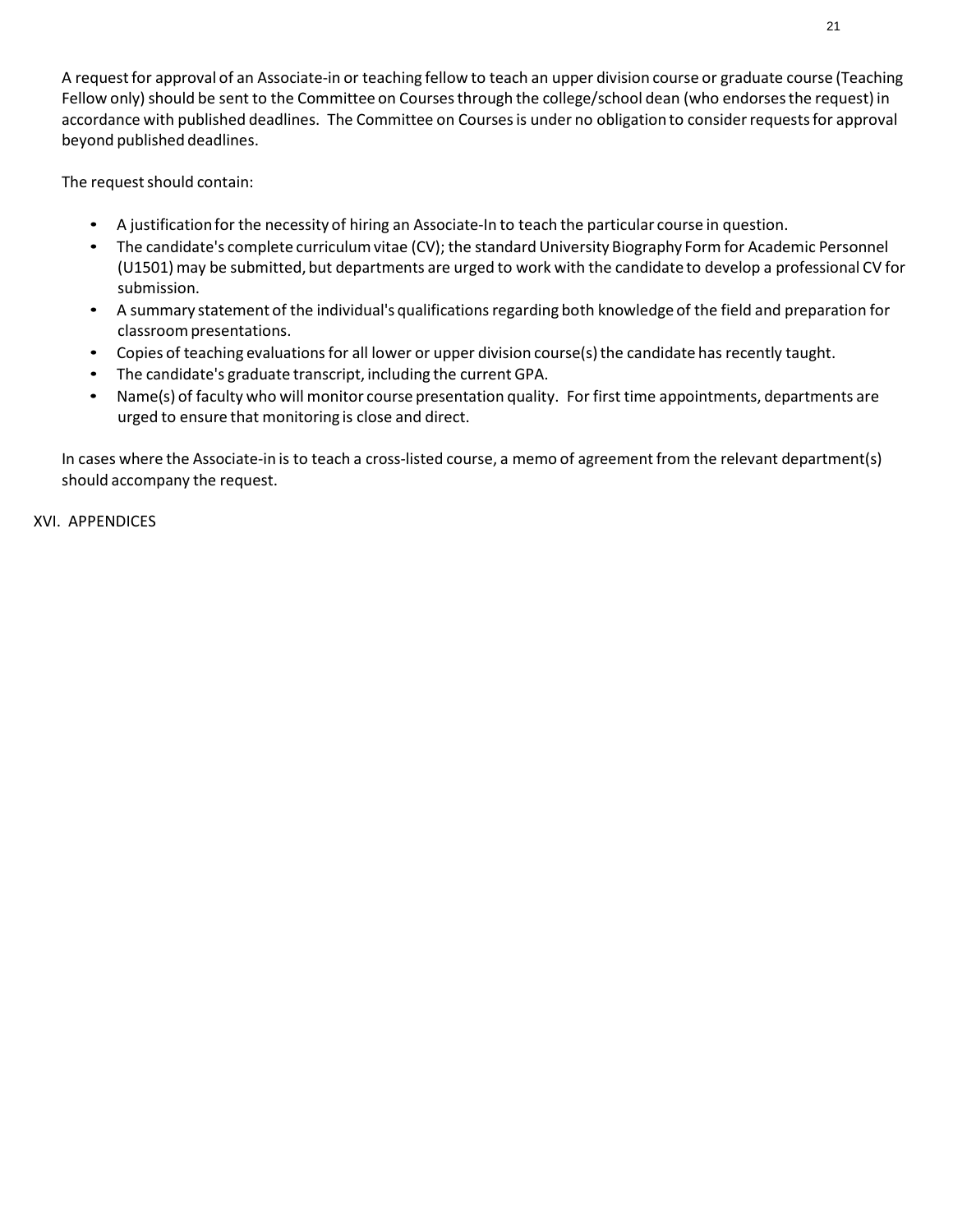A request for approval of an Associate-in or teaching fellow to teach an upper division course or graduate course (Teaching Fellow only) should be sent to the Committee on Courses through the college/school dean (who endorses the request) in accordance with published deadlines. The Committee on Courses is under no obligation to consider requests for approval beyond published deadlines.

The request should contain:

- A justification for the necessity of hiring an Associate-In to teach the particular course in question.
- The candidate's complete curriculum vitae (CV); the standard University Biography Form for Academic Personnel (U1501) may be submitted, but departments are urged to work with the candidate to develop a professional CV for submission.
- A summary statement of the individual's qualifications regarding both knowledge of the field and preparation for classroom presentations.
- Copies of teaching evaluations for all lower or upper division course(s) the candidate has recently taught.
- The candidate's graduate transcript, including the current GPA.
- Name(s) of faculty who will monitor course presentation quality. For first time appointments, departments are urged to ensure that monitoring is close and direct.

In cases where the Associate-in is to teach a cross-listed course, a memo of agreement from the relevant department(s) should accompany the request.

## XVI. APPENDICES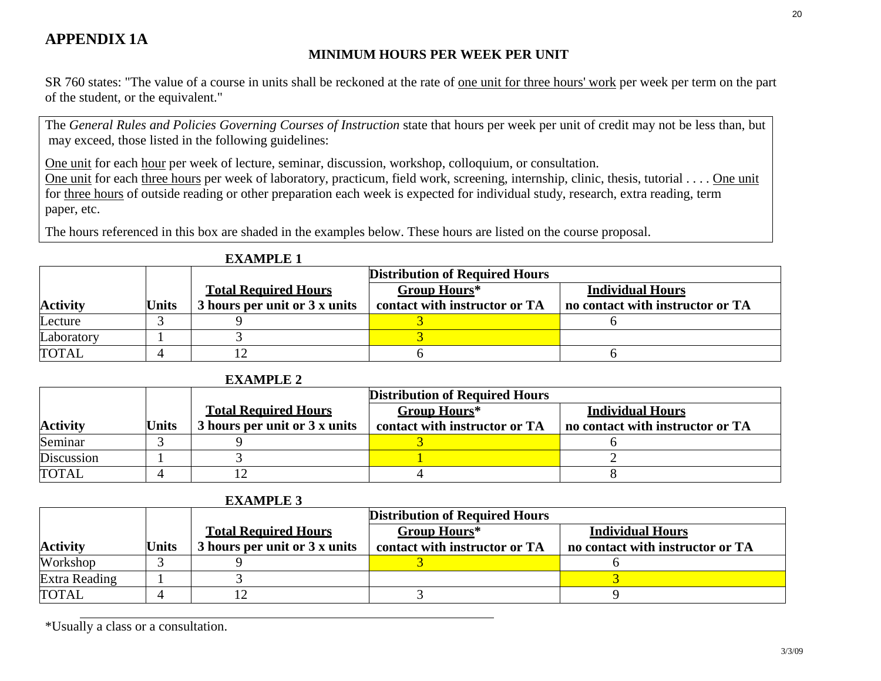# APPENDIX 1A

## MINIMUM HOURS PER WEEK PER UNIT

SR 760 states: "The value of a course in units shall be reckoned at the rate of one unit for three hours' work per week per term on the part of the student, or the equivalent."

The *General Rules and Policies Governing Courses of Instruction* state that hours per week per unit of credit may not be less than, but may exceed, those listed in the following guidelines:

One unit for each hour per week of lecture, seminar, discussion, workshop, colloquium, or consultation.
One unit for each three hours per week of laboratory, practicum, field work, screening, internship, clinic, thesis, tutorial . . . . One unit for three hours of outside reading or other preparation each week is expected for individual study, research, extra reading, term paper, etc.

The hours referenced in this box are shaded in the examples below. These hours are listed on the course proposal.

**EXAMPLE 1**

| Activity | Units | Total Required Hours<br>3 hours per unit or 3 x units | Distribution of Required Hours<br>Group Hours*<br>contact with instructor or TA | Individual Hours<br>no contact with instructor or TA |
|---|---|---|---|---|
| Lecture | 3 | 9 | 3 | 6 |
| Laboratory | 1 | 3 | 3 | |
| TOTAL | 4 | 12 | 6 | 6 |

**EXAMPLE 2**

| Activity | Units | Total Required Hours<br>3 hours per unit or 3 x units | Distribution of Required Hours<br>Group Hours*<br>contact with instructor or TA | Individual Hours<br>no contact with instructor or TA |
|---|---|---|---|---|
| Seminar | 3 | 9 | 3 | 6 |
| Discussion | 1 | 3 | 1 | 2 |
| TOTAL | 4 | 12 | 4 | 8 |

**EXAMPLE 3**

| Activity | Units | Total Required Hours<br>3 hours per unit or 3 x units | Distribution of Required Hours<br>Group Hours*<br>contact with instructor or TA | Individual Hours<br>no contact with instructor or TA |
|---|---|---|---|---|
| Workshop | 3 | 9 | 3 | 6 |
| Extra Reading | 1 | 3 | | 3 |
| TOTAL | 4 | 12 | 3 | 9 |

*Usually a class or a consultation.

3/3/09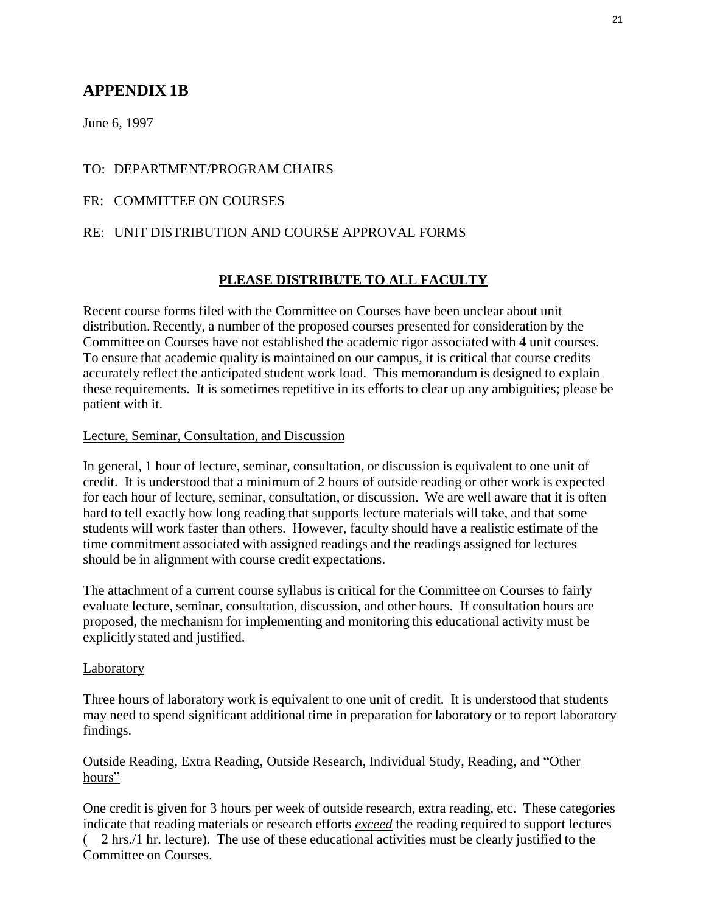## APPENDIX 1B

June 6, 1997

TO: DEPARTMENT/PROGRAM CHAIRS

FR: COMMITTEE ON COURSES

RE: UNIT DISTRIBUTION AND COURSE APPROVAL FORMS

**PLEASE DISTRIBUTE TO ALL FACULTY**

Recent course forms filed with the Committee on Courses have been unclear about unit distribution. Recently, a number of the proposed courses presented for consideration by the Committee on Courses have not established the academic rigor associated with 4 unit courses. To ensure that academic quality is maintained on our campus, it is critical that course credits accurately reflect the anticipated student work load. This memorandum is designed to explain these requirements. It is sometimes repetitive in its efforts to clear up any ambiguities; please be patient with it.

Lecture, Seminar, Consultation, and Discussion

In general, 1 hour of lecture, seminar, consultation, or discussion is equivalent to one unit of credit. It is understood that a minimum of 2 hours of outside reading or other work is expected for each hour of lecture, seminar, consultation, or discussion. We are well aware that it is often hard to tell exactly how long reading that supports lecture materials will take, and that some students will work faster than others. However, faculty should have a realistic estimate of the time commitment associated with assigned readings and the readings assigned for lectures should be in alignment with course credit expectations.

The attachment of a current course syllabus is critical for the Committee on Courses to fairly evaluate lecture, seminar, consultation, discussion, and other hours. If consultation hours are proposed, the mechanism for implementing and monitoring this educational activity must be explicitly stated and justified.

Laboratory

Three hours of laboratory work is equivalent to one unit of credit. It is understood that students may need to spend significant additional time in preparation for laboratory or to report laboratory findings.

Outside Reading, Extra Reading, Outside Research, Individual Study, Reading, and "Other hours"

One credit is given for 3 hours per week of outside research, extra reading, etc. These categories indicate that reading materials or research efforts ***exceed*** the reading required to support lectures ( 2 hrs./1 hr. lecture). The use of these educational activities must be clearly justified to the Committee on Courses.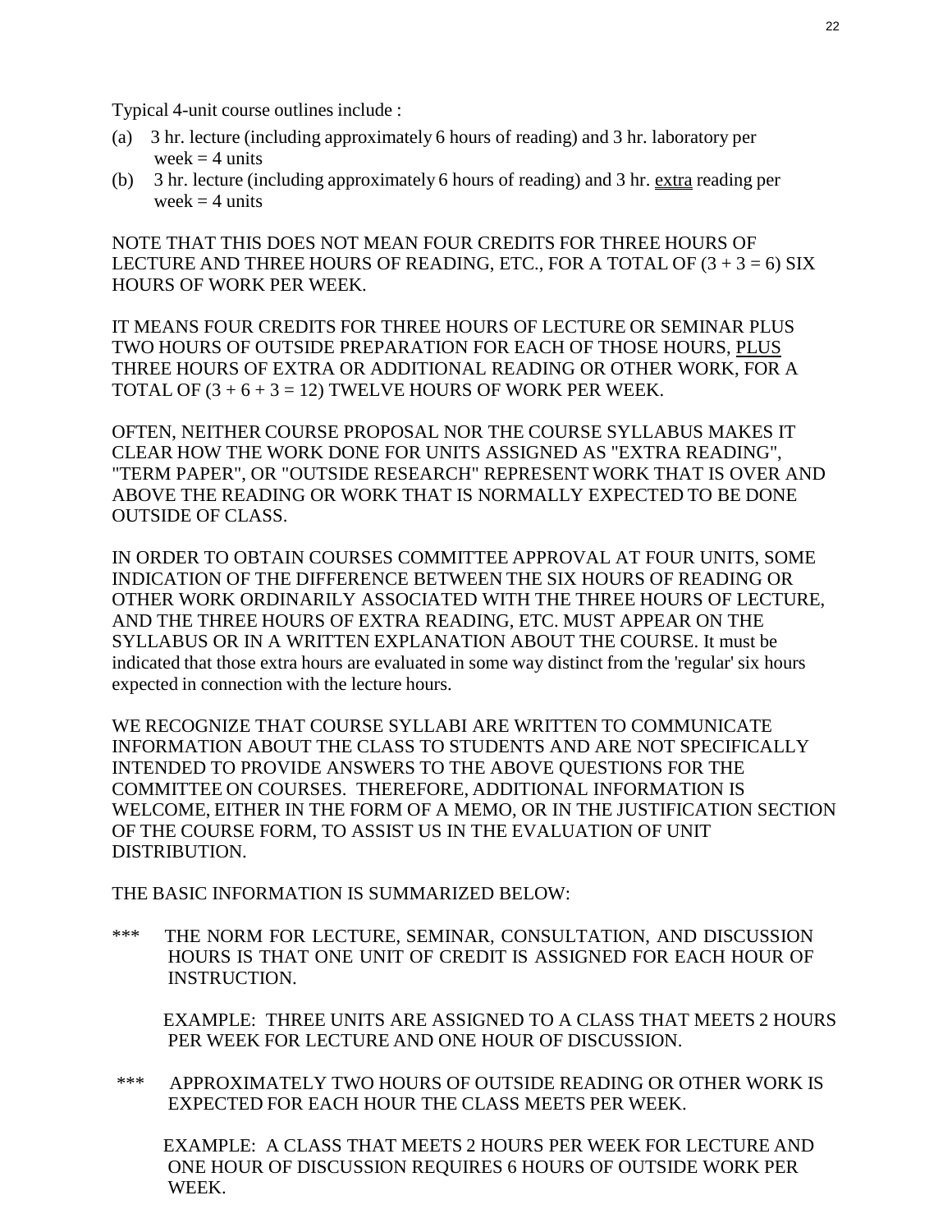Typical 4-unit course outlines include :

(a) 3 hr. lecture (including approximately 6 hours of reading) and 3 hr. laboratory per week = 4 units
(b) 3 hr. lecture (including approximately 6 hours of reading) and 3 hr. <u>extra</u> reading per week = 4 units

NOTE THAT THIS DOES NOT MEAN FOUR CREDITS FOR THREE HOURS OF LECTURE AND THREE HOURS OF READING, ETC., FOR A TOTAL OF (3 + 3 = 6) SIX HOURS OF WORK PER WEEK.

IT MEANS FOUR CREDITS FOR THREE HOURS OF LECTURE OR SEMINAR PLUS TWO HOURS OF OUTSIDE PREPARATION FOR EACH OF THOSE HOURS, <u>PLUS</u> THREE HOURS OF EXTRA OR ADDITIONAL READING OR OTHER WORK, FOR A TOTAL OF (3 + 6 + 3 = 12) TWELVE HOURS OF WORK PER WEEK.

OFTEN, NEITHER COURSE PROPOSAL NOR THE COURSE SYLLABUS MAKES IT CLEAR HOW THE WORK DONE FOR UNITS ASSIGNED AS "EXTRA READING", "TERM PAPER", OR "OUTSIDE RESEARCH" REPRESENT WORK THAT IS OVER AND ABOVE THE READING OR WORK THAT IS NORMALLY EXPECTED TO BE DONE OUTSIDE OF CLASS.

IN ORDER TO OBTAIN COURSES COMMITTEE APPROVAL AT FOUR UNITS, SOME INDICATION OF THE DIFFERENCE BETWEEN THE SIX HOURS OF READING OR OTHER WORK ORDINARILY ASSOCIATED WITH THE THREE HOURS OF LECTURE, AND THE THREE HOURS OF EXTRA READING, ETC. MUST APPEAR ON THE SYLLABUS OR IN A WRITTEN EXPLANATION ABOUT THE COURSE. It must be indicated that those extra hours are evaluated in some way distinct from the 'regular' six hours expected in connection with the lecture hours.

WE RECOGNIZE THAT COURSE SYLLABI ARE WRITTEN TO COMMUNICATE INFORMATION ABOUT THE CLASS TO STUDENTS AND ARE NOT SPECIFICALLY INTENDED TO PROVIDE ANSWERS TO THE ABOVE QUESTIONS FOR THE COMMITTEE ON COURSES. THEREFORE, ADDITIONAL INFORMATION IS WELCOME, EITHER IN THE FORM OF A MEMO, OR IN THE JUSTIFICATION SECTION OF THE COURSE FORM, TO ASSIST US IN THE EVALUATION OF UNIT DISTRIBUTION.

THE BASIC INFORMATION IS SUMMARIZED BELOW:

*** THE NORM FOR LECTURE, SEMINAR, CONSULTATION, AND DISCUSSION HOURS IS THAT ONE UNIT OF CREDIT IS ASSIGNED FOR EACH HOUR OF INSTRUCTION.

EXAMPLE: THREE UNITS ARE ASSIGNED TO A CLASS THAT MEETS 2 HOURS PER WEEK FOR LECTURE AND ONE HOUR OF DISCUSSION.

*** APPROXIMATELY TWO HOURS OF OUTSIDE READING OR OTHER WORK IS EXPECTED FOR EACH HOUR THE CLASS MEETS PER WEEK.

EXAMPLE: A CLASS THAT MEETS 2 HOURS PER WEEK FOR LECTURE AND ONE HOUR OF DISCUSSION REQUIRES 6 HOURS OF OUTSIDE WORK PER WEEK.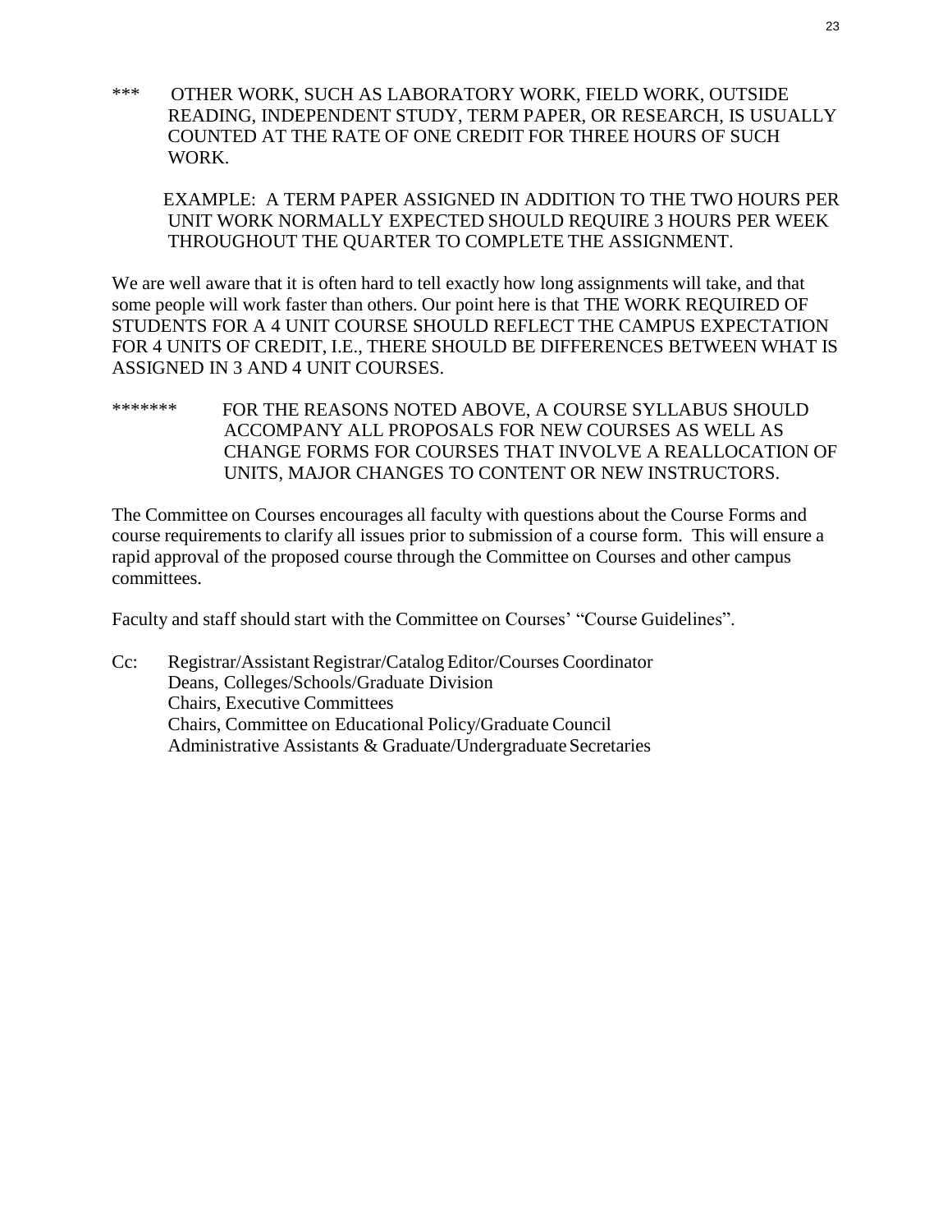*** OTHER WORK, SUCH AS LABORATORY WORK, FIELD WORK, OUTSIDE READING, INDEPENDENT STUDY, TERM PAPER, OR RESEARCH, IS USUALLY COUNTED AT THE RATE OF ONE CREDIT FOR THREE HOURS OF SUCH WORK.

EXAMPLE: A TERM PAPER ASSIGNED IN ADDITION TO THE TWO HOURS PER UNIT WORK NORMALLY EXPECTED SHOULD REQUIRE 3 HOURS PER WEEK THROUGHOUT THE QUARTER TO COMPLETE THE ASSIGNMENT.

We are well aware that it is often hard to tell exactly how long assignments will take, and that some people will work faster than others. Our point here is that THE WORK REQUIRED OF STUDENTS FOR A 4 UNIT COURSE SHOULD REFLECT THE CAMPUS EXPECTATION FOR 4 UNITS OF CREDIT, I.E., THERE SHOULD BE DIFFERENCES BETWEEN WHAT IS ASSIGNED IN 3 AND 4 UNIT COURSES.

******* FOR THE REASONS NOTED ABOVE, A COURSE SYLLABUS SHOULD ACCOMPANY ALL PROPOSALS FOR NEW COURSES AS WELL AS CHANGE FORMS FOR COURSES THAT INVOLVE A REALLOCATION OF UNITS, MAJOR CHANGES TO CONTENT OR NEW INSTRUCTORS.

The Committee on Courses encourages all faculty with questions about the Course Forms and course requirements to clarify all issues prior to submission of a course form. This will ensure a rapid approval of the proposed course through the Committee on Courses and other campus committees.

Faculty and staff should start with the Committee on Courses' "Course Guidelines".

Cc: Registrar/Assistant Registrar/Catalog Editor/Courses Coordinator
Deans, Colleges/Schools/Graduate Division
Chairs, Executive Committees
Chairs, Committee on Educational Policy/Graduate Council
Administrative Assistants & Graduate/Undergraduate Secretaries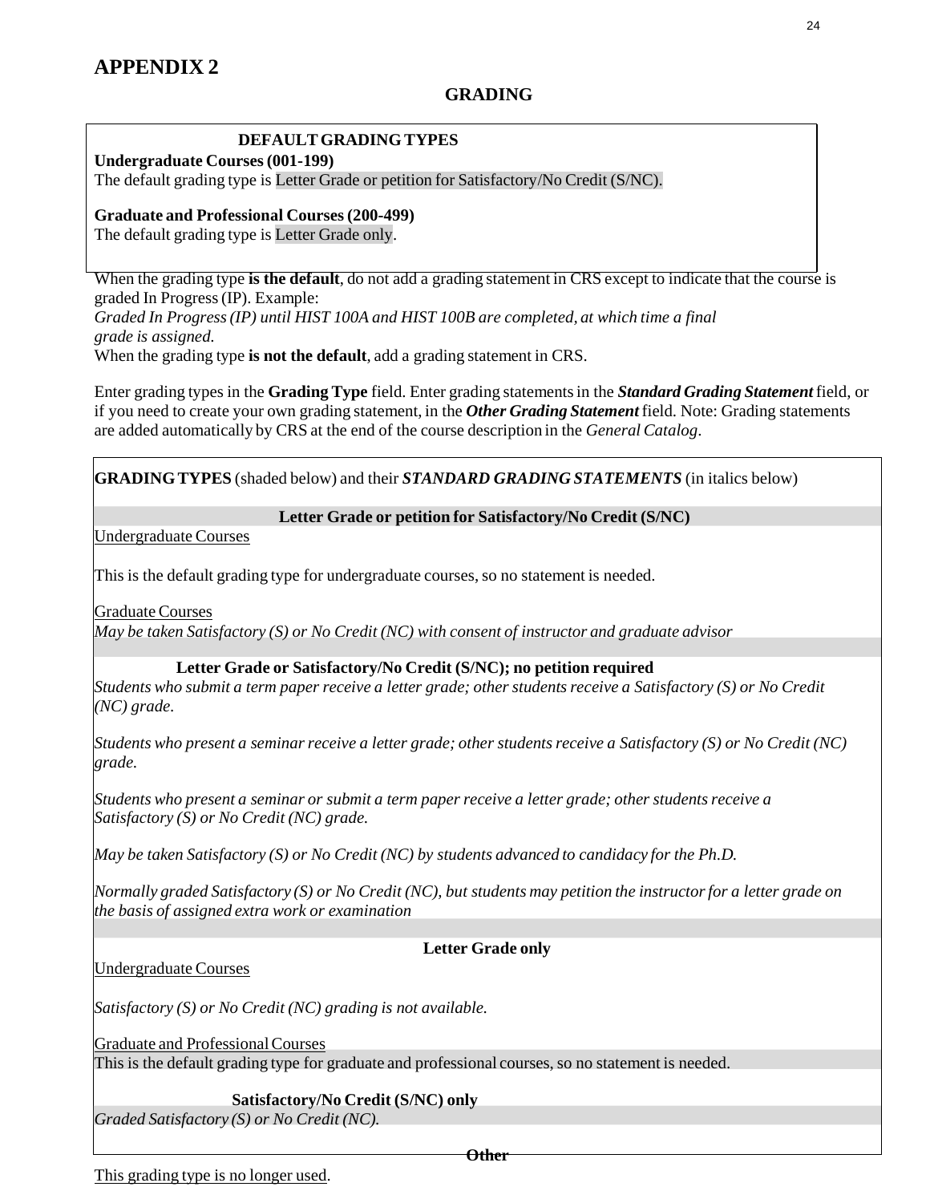# APPENDIX 2

## GRADING

**DEFAULT GRADING TYPES**

**Undergraduate Courses (001-199)**
The default grading type is Letter Grade or petition for Satisfactory/No Credit (S/NC).

**Graduate and Professional Courses (200-499)**
The default grading type is Letter Grade only.

When the grading type **is the default**, do not add a grading statement in CRS except to indicate that the course is graded In Progress (IP). Example:
*Graded In Progress (IP) until HIST 100A and HIST 100B are completed, at which time a final grade is assigned.*
When the grading type **is not the default**, add a grading statement in CRS.

Enter grading types in the **Grading Type** field. Enter grading statements in the ***Standard Grading Statement*** field, or if you need to create your own grading statement, in the ***Other Grading Statement*** field. Note: Grading statements are added automatically by CRS at the end of the course description in the *General Catalog*.

**GRADING TYPES** (shaded below) and their ***STANDARD GRADING STATEMENTS*** (in italics below)

**Letter Grade or petition for Satisfactory/No Credit (S/NC)**

Undergraduate Courses

This is the default grading type for undergraduate courses, so no statement is needed.

Graduate Courses
*May be taken Satisfactory (S) or No Credit (NC) with consent of instructor and graduate advisor*

**Letter Grade or Satisfactory/No Credit (S/NC); no petition required**

*Students who submit a term paper receive a letter grade; other students receive a Satisfactory (S) or No Credit (NC) grade.*

*Students who present a seminar receive a letter grade; other students receive a Satisfactory (S) or No Credit (NC) grade.*

*Students who present a seminar or submit a term paper receive a letter grade; other students receive a Satisfactory (S) or No Credit (NC) grade.*

*May be taken Satisfactory (S) or No Credit (NC) by students advanced to candidacy for the Ph.D.*

*Normally graded Satisfactory (S) or No Credit (NC), but students may petition the instructor for a letter grade on the basis of assigned extra work or examination*

**Letter Grade only**

Undergraduate Courses

*Satisfactory (S) or No Credit (NC) grading is not available.*

Graduate and Professional Courses
This is the default grading type for graduate and professional courses, so no statement is needed.

**Satisfactory/No Credit (S/NC) only**

*Graded Satisfactory (S) or No Credit (NC).*

**Other**

This grading type is no longer used.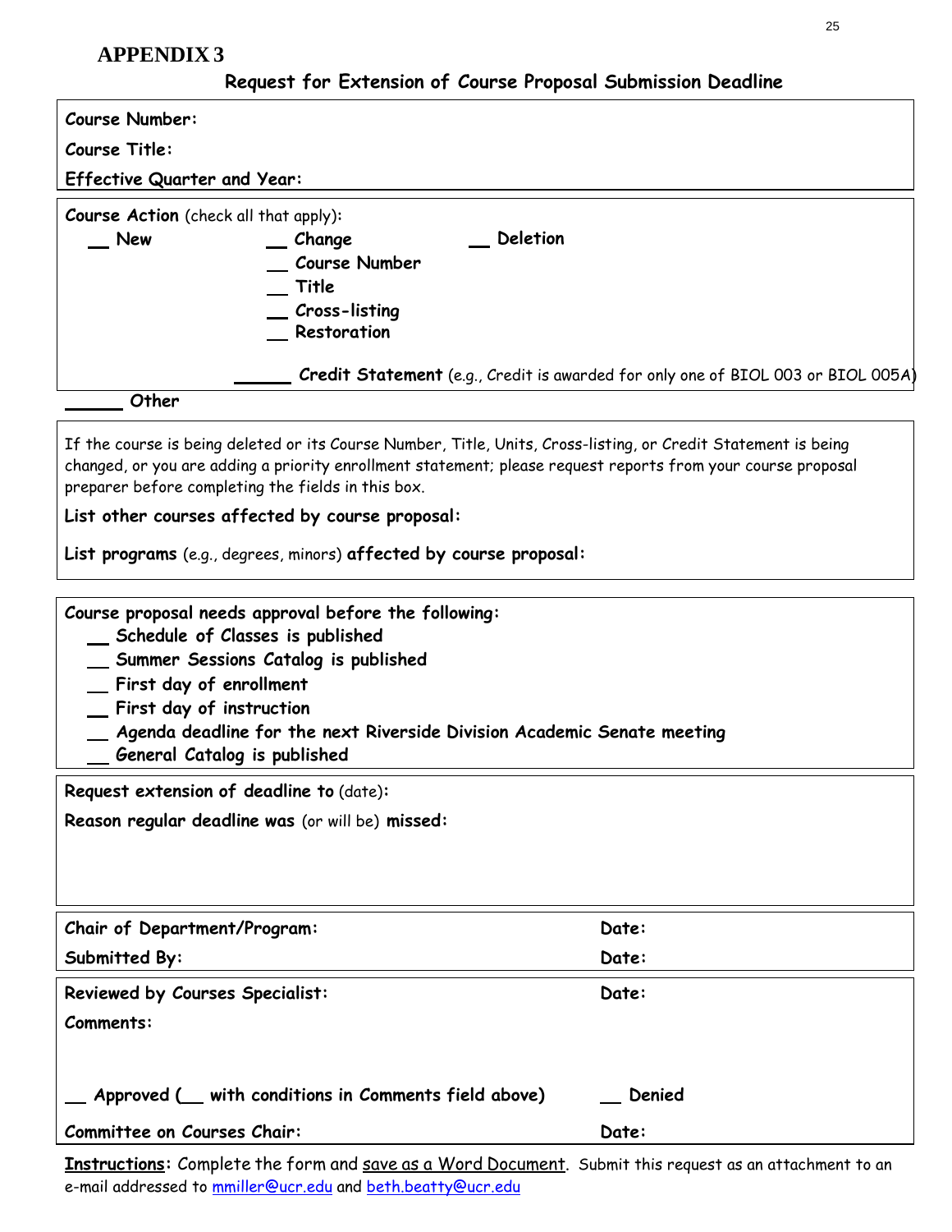## APPENDIX 3

### Request for Extension of Course Proposal Submission Deadline

**Course Number:**

**Course Title:**

**Effective Quarter and Year:**

---

**Course Action** (check all that apply):

__ **New** __ **Change** __ **Deletion**

__ **Course Number**

__ **Title**

__ **Cross-listing**

__ **Restoration**

______ **Credit Statement** (e.g., Credit is awarded for only one of BIOL 003 or BIOL 005A)

______ **Other**

---

If the course is being deleted or its Course Number, Title, Units, Cross-listing, or Credit Statement is being changed, or you are adding a priority enrollment statement; please request reports from your course proposal preparer before completing the fields in this box.

**List other courses affected by course proposal:**

**List programs** (e.g., degrees, minors) **affected by course proposal:**

---

**Course proposal needs approval before the following:**

__ **Schedule of Classes is published**

__ **Summer Sessions Catalog is published**

__ **First day of enrollment**

__ **First day of instruction**

__ **Agenda deadline for the next Riverside Division Academic Senate meeting**

__ **General Catalog is published**

---

**Request extension of deadline to** (date)**:**

**Reason regular deadline was** (or will be) **missed:**

---

| | |
|---|---|
| **Chair of Department/Program:** | **Date:** |
| **Submitted By:** | **Date:** |

| | |
|---|---|
| **Reviewed by Courses Specialist:** | **Date:** |
| **Comments:** | |
| __ **Approved (__ with conditions in Comments field above)** | __ **Denied** |
| **Committee on Courses Chair:** | **Date:** |

**Instructions:** Complete the form and save as a Word Document. Submit this request as an attachment to an e-mail addressed to mmiller@ucr.edu and beth.beatty@ucr.edu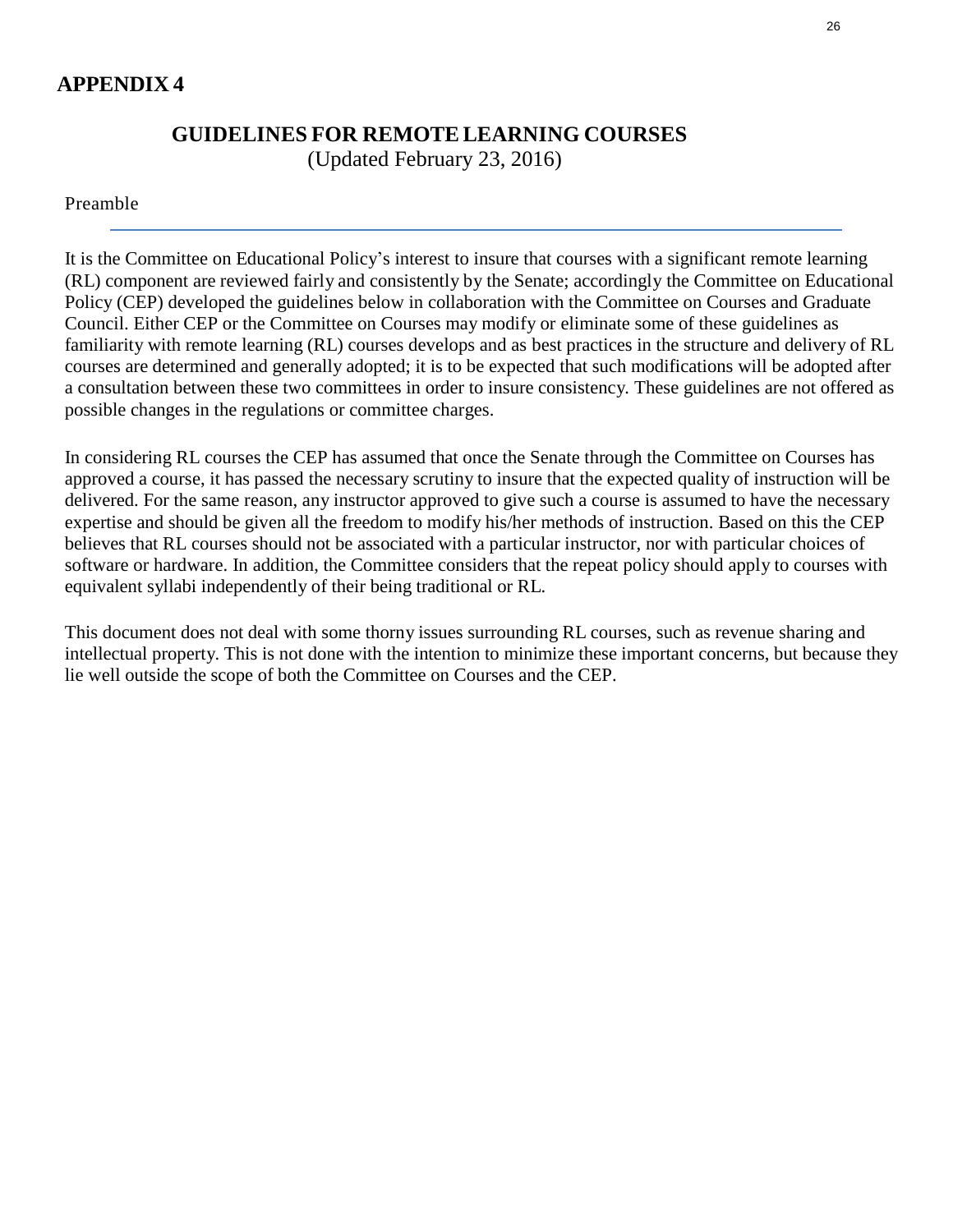## APPENDIX 4

### GUIDELINES FOR REMOTE LEARNING COURSES
(Updated February 23, 2016)

Preamble

It is the Committee on Educational Policy's interest to insure that courses with a significant remote learning (RL) component are reviewed fairly and consistently by the Senate; accordingly the Committee on Educational Policy (CEP) developed the guidelines below in collaboration with the Committee on Courses and Graduate Council. Either CEP or the Committee on Courses may modify or eliminate some of these guidelines as familiarity with remote learning (RL) courses develops and as best practices in the structure and delivery of RL courses are determined and generally adopted; it is to be expected that such modifications will be adopted after a consultation between these two committees in order to insure consistency. These guidelines are not offered as possible changes in the regulations or committee charges.

In considering RL courses the CEP has assumed that once the Senate through the Committee on Courses has approved a course, it has passed the necessary scrutiny to insure that the expected quality of instruction will be delivered. For the same reason, any instructor approved to give such a course is assumed to have the necessary expertise and should be given all the freedom to modify his/her methods of instruction. Based on this the CEP believes that RL courses should not be associated with a particular instructor, nor with particular choices of software or hardware. In addition, the Committee considers that the repeat policy should apply to courses with equivalent syllabi independently of their being traditional or RL.

This document does not deal with some thorny issues surrounding RL courses, such as revenue sharing and intellectual property. This is not done with the intention to minimize these important concerns, but because they lie well outside the scope of both the Committee on Courses and the CEP.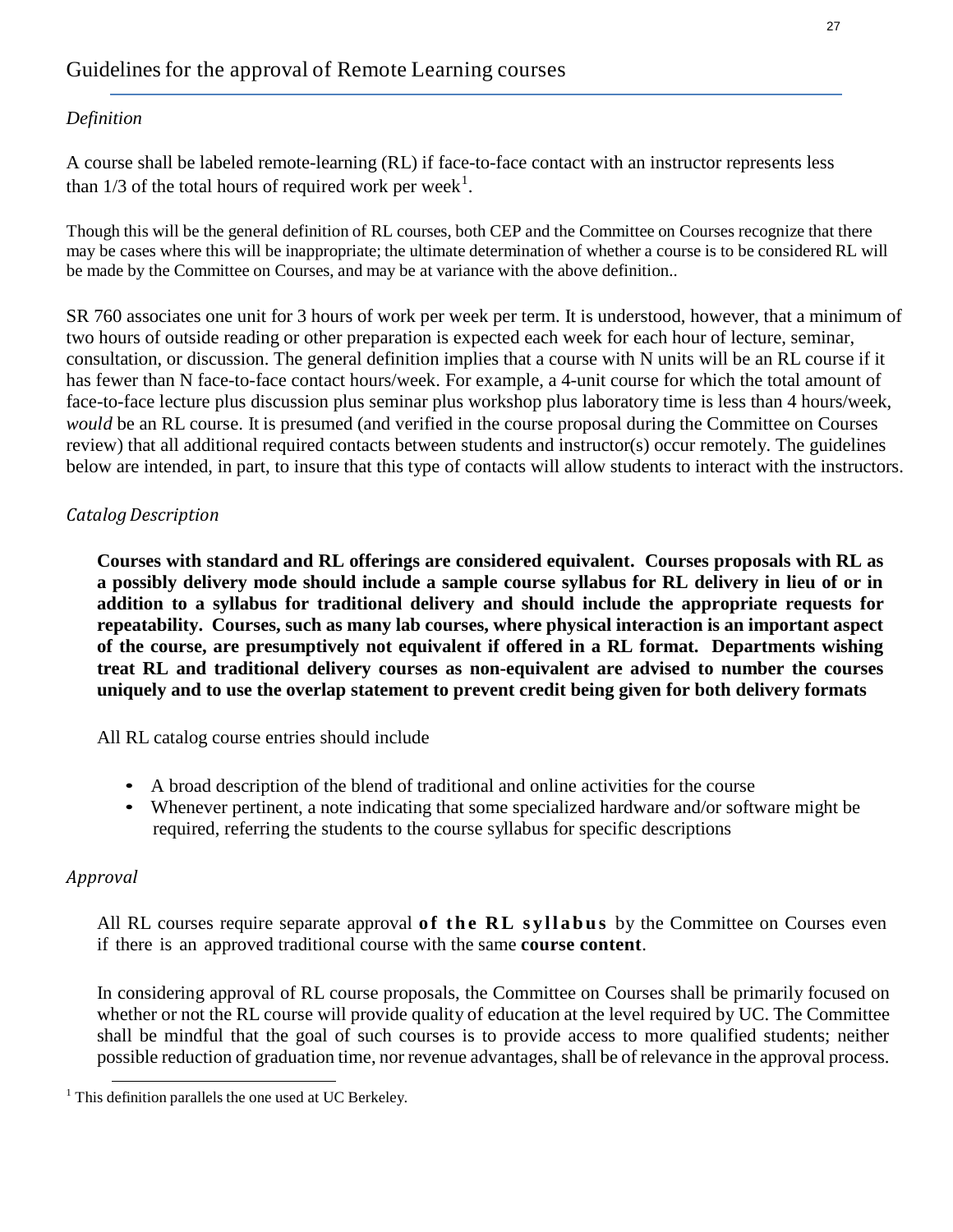## Guidelines for the approval of Remote Learning courses

*Definition*

A course shall be labeled remote-learning (RL) if face-to-face contact with an instructor represents less than 1/3 of the total hours of required work per week[1].

Though this will be the general definition of RL courses, both CEP and the Committee on Courses recognize that there may be cases where this will be inappropriate; the ultimate determination of whether a course is to be considered RL will be made by the Committee on Courses, and may be at variance with the above definition..

SR 760 associates one unit for 3 hours of work per week per term. It is understood, however, that a minimum of two hours of outside reading or other preparation is expected each week for each hour of lecture, seminar, consultation, or discussion. The general definition implies that a course with N units will be an RL course if it has fewer than N face-to-face contact hours/week. For example, a 4-unit course for which the total amount of face-to-face lecture plus discussion plus seminar plus workshop plus laboratory time is less than 4 hours/week, *would* be an RL course. It is presumed (and verified in the course proposal during the Committee on Courses review) that all additional required contacts between students and instructor(s) occur remotely. The guidelines below are intended, in part, to insure that this type of contacts will allow students to interact with the instructors.

*Catalog Description*

**Courses with standard and RL offerings are considered equivalent. Courses proposals with RL as a possibly delivery mode should include a sample course syllabus for RL delivery in lieu of or in addition to a syllabus for traditional delivery and should include the appropriate requests for repeatability. Courses, such as many lab courses, where physical interaction is an important aspect of the course, are presumptively not equivalent if offered in a RL format. Departments wishing treat RL and traditional delivery courses as non-equivalent are advised to number the courses uniquely and to use the overlap statement to prevent credit being given for both delivery formats**

All RL catalog course entries should include

- A broad description of the blend of traditional and online activities for the course
- Whenever pertinent, a note indicating that some specialized hardware and/or software might be required, referring the students to the course syllabus for specific descriptions

*Approval*

All RL courses require separate approval **of the RL syllabus** by the Committee on Courses even if there is an approved traditional course with the same **course content**.

In considering approval of RL course proposals, the Committee on Courses shall be primarily focused on whether or not the RL course will provide quality of education at the level required by UC. The Committee shall be mindful that the goal of such courses is to provide access to more qualified students; neither possible reduction of graduation time, nor revenue advantages, shall be of relevance in the approval process.

[1] This definition parallels the one used at UC Berkeley.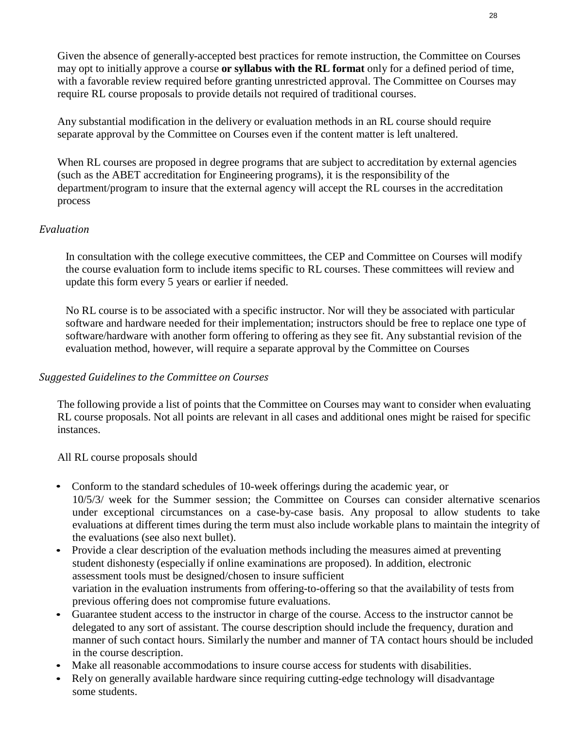Given the absence of generally-accepted best practices for remote instruction, the Committee on Courses may opt to initially approve a course **or syllabus with the RL format** only for a defined period of time, with a favorable review required before granting unrestricted approval. The Committee on Courses may require RL course proposals to provide details not required of traditional courses.

Any substantial modification in the delivery or evaluation methods in an RL course should require separate approval by the Committee on Courses even if the content matter is left unaltered.

When RL courses are proposed in degree programs that are subject to accreditation by external agencies (such as the ABET accreditation for Engineering programs), it is the responsibility of the department/program to insure that the external agency will accept the RL courses in the accreditation process

*Evaluation*

In consultation with the college executive committees, the CEP and Committee on Courses will modify the course evaluation form to include items specific to RL courses. These committees will review and update this form every 5 years or earlier if needed.

No RL course is to be associated with a specific instructor. Nor will they be associated with particular software and hardware needed for their implementation; instructors should be free to replace one type of software/hardware with another form offering to offering as they see fit. Any substantial revision of the evaluation method, however, will require a separate approval by the Committee on Courses

*Suggested Guidelines to the Committee on Courses*

The following provide a list of points that the Committee on Courses may want to consider when evaluating RL course proposals. Not all points are relevant in all cases and additional ones might be raised for specific instances.

All RL course proposals should

- Conform to the standard schedules of 10-week offerings during the academic year, or 10/5/3/ week for the Summer session; the Committee on Courses can consider alternative scenarios under exceptional circumstances on a case-by-case basis. Any proposal to allow students to take evaluations at different times during the term must also include workable plans to maintain the integrity of the evaluations (see also next bullet).
- Provide a clear description of the evaluation methods including the measures aimed at preventing student dishonesty (especially if online examinations are proposed). In addition, electronic assessment tools must be designed/chosen to insure sufficient variation in the evaluation instruments from offering-to-offering so that the availability of tests from previous offering does not compromise future evaluations.
- Guarantee student access to the instructor in charge of the course. Access to the instructor cannot be delegated to any sort of assistant. The course description should include the frequency, duration and manner of such contact hours. Similarly the number and manner of TA contact hours should be included in the course description.
- Make all reasonable accommodations to insure course access for students with disabilities.
- Rely on generally available hardware since requiring cutting-edge technology will disadvantage some students.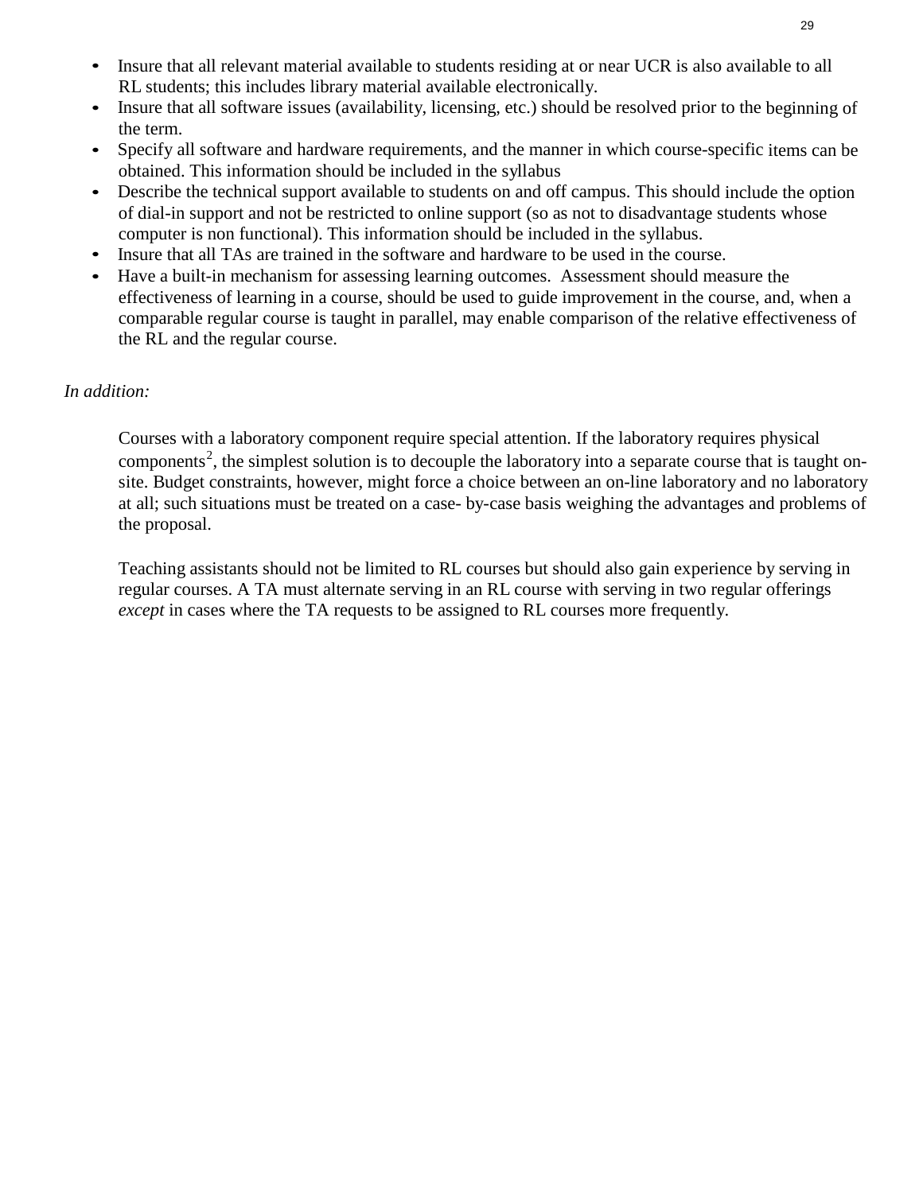- Insure that all relevant material available to students residing at or near UCR is also available to all RL students; this includes library material available electronically.
- Insure that all software issues (availability, licensing, etc.) should be resolved prior to the beginning of the term.
- Specify all software and hardware requirements, and the manner in which course-specific items can be obtained. This information should be included in the syllabus
- Describe the technical support available to students on and off campus. This should include the option of dial-in support and not be restricted to online support (so as not to disadvantage students whose computer is non functional). This information should be included in the syllabus.
- Insure that all TAs are trained in the software and hardware to be used in the course.
- Have a built-in mechanism for assessing learning outcomes. Assessment should measure the effectiveness of learning in a course, should be used to guide improvement in the course, and, when a comparable regular course is taught in parallel, may enable comparison of the relative effectiveness of the RL and the regular course.

*In addition:*

Courses with a laboratory component require special attention. If the laboratory requires physical components[2], the simplest solution is to decouple the laboratory into a separate course that is taught on-site. Budget constraints, however, might force a choice between an on-line laboratory and no laboratory at all; such situations must be treated on a case- by-case basis weighing the advantages and problems of the proposal.

Teaching assistants should not be limited to RL courses but should also gain experience by serving in regular courses. A TA must alternate serving in an RL course with serving in two regular offerings *except* in cases where the TA requests to be assigned to RL courses more frequently.